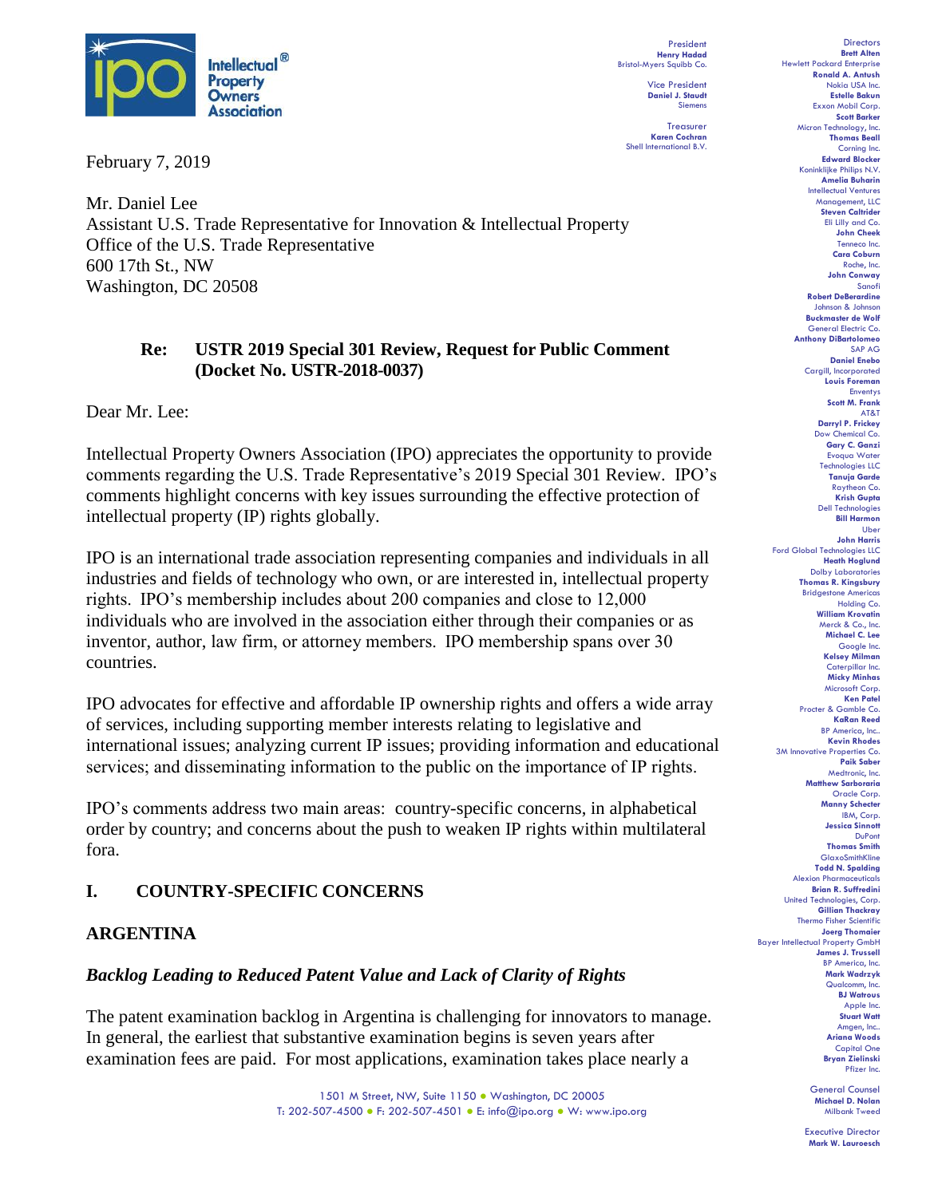President
**Henry Hadad**
Bristol-Myers Squibb Co.

Vice President
**Daniel J. Staudt**
Siemens

Treasurer
**Karen Cochran**
Shell International B.V.

Directors
**Brett Alten**
Hewlett Packard Enterprise
**Ronald A. Antush**
Nokia USA Inc.
**Estelle Bakun**
Exxon Mobil Corp.
**Scott Barker**
Micron Technology, Inc.
**Thomas Beall**
Corning Inc.
**Edward Blocker**
Koninklijke Philips N.V.
**Amelia Buharin**
Intellectual Ventures Management, LLC
**Steven Caltrider**
Eli Lilly and Co.
**John Cheek**
Tenneco Inc.
**Cara Coburn**
Roche, Inc.
**John Conway**
Sanofi
**Robert DeBerardine**
Johnson & Johnson
**Buckmaster de Wolf**
General Electric Co.
**Anthony DiBartolomeo**
SAP AG
**Daniel Enebo**
Cargill, Incorporated
**Louis Foreman**
Enventys
**Scott M. Frank**
AT&T
**Darryl P. Frickey**
Dow Chemical Co.
**Gary C. Ganzi**
Evoqua Water Technologies LLC
**Tanuja Garde**
Raytheon Co.
**Krish Gupta**
Dell Technologies
**Bill Harmon**
Uber
**John Harris**
Ford Global Technologies LLC
**Heath Hoglund**
Dolby Laboratories
**Thomas R. Kingsbury**
Bridgestone Americas Holding Co.
**William Krovatin**
Merck & Co., Inc.
**Michael C. Lee**
Google Inc.
**Kelsey Milman**
Caterpillar Inc.
**Micky Minhas**
Microsoft Corp.
**Ken Patel**
Procter & Gamble Co.
**KaRan Reed**
BP America, Inc..
**Kevin Rhodes**
3M Innovative Properties Co.
**Paik Saber**
Medtronic, Inc.
**Matthew Sarboraria**
Oracle Corp.
**Manny Schecter**
IBM, Corp.
**Jessica Sinnott**
DuPont
**Thomas Smith**
GlaxoSmithKline
**Todd N. Spalding**
Alexion Pharmaceuticals
**Brian R. Suffredini**
United Technologies, Corp.
**Gillian Thackray**
Thermo Fisher Scientific
**Joerg Thomaier**
Bayer Intellectual Property GmbH
**James J. Trussell**
BP America, Inc.
**Mark Wadrzyk**
Qualcomm, Inc.
**BJ Watrous**
Apple Inc.
**Stuart Watt**
Amgen, Inc..
**Ariana Woods**
Capital One
**Bryan Zielinski**
Pfizer Inc.

General Counsel
**Michael D. Nolan**
Milbank Tweed

Executive Director
**Mark W. Lauroesch**

February 7, 2019

Mr. Daniel Lee
Assistant U.S. Trade Representative for Innovation & Intellectual Property
Office of the U.S. Trade Representative
600 17th St., NW
Washington, DC 20508

**Re: USTR 2019 Special 301 Review, Request for Public Comment (Docket No. USTR-2018-0037)**

Dear Mr. Lee:

Intellectual Property Owners Association (IPO) appreciates the opportunity to provide comments regarding the U.S. Trade Representative's 2019 Special 301 Review. IPO's comments highlight concerns with key issues surrounding the effective protection of intellectual property (IP) rights globally.

IPO is an international trade association representing companies and individuals in all industries and fields of technology who own, or are interested in, intellectual property rights. IPO's membership includes about 200 companies and close to 12,000 individuals who are involved in the association either through their companies or as inventor, author, law firm, or attorney members. IPO membership spans over 30 countries.

IPO advocates for effective and affordable IP ownership rights and offers a wide array of services, including supporting member interests relating to legislative and international issues; analyzing current IP issues; providing information and educational services; and disseminating information to the public on the importance of IP rights.

IPO's comments address two main areas: country-specific concerns, in alphabetical order by country; and concerns about the push to weaken IP rights within multilateral fora.

## I. COUNTRY-SPECIFIC CONCERNS

### ARGENTINA

#### *Backlog Leading to Reduced Patent Value and Lack of Clarity of Rights*

The patent examination backlog in Argentina is challenging for innovators to manage. In general, the earliest that substantive examination begins is seven years after examination fees are paid. For most applications, examination takes place nearly a

1501 M Street, NW, Suite 1150 ● Washington, DC 20005
T: 202-507-4500 ● F: 202-507-4501 ● E: info@ipo.org ● W: www.ipo.org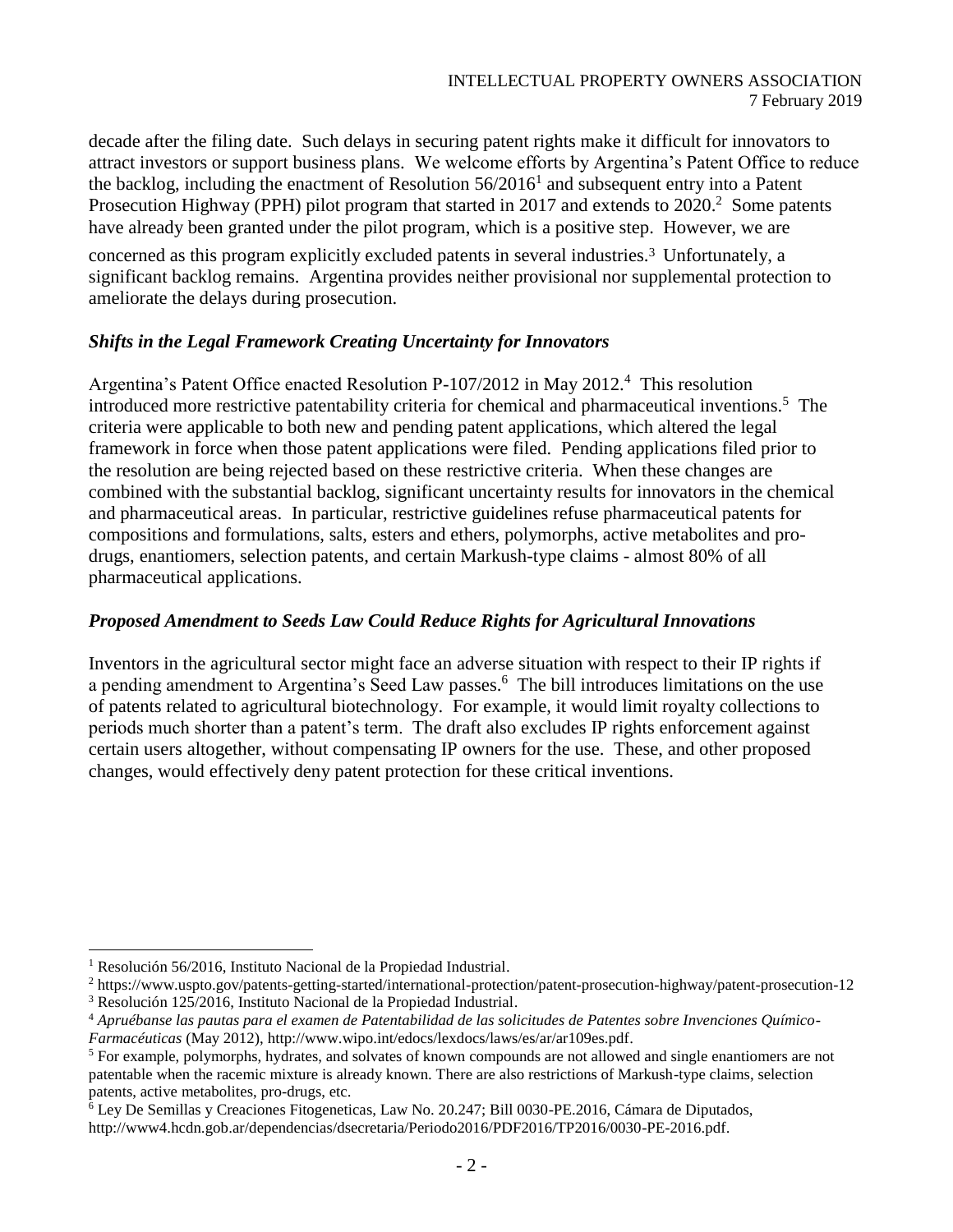decade after the filing date. Such delays in securing patent rights make it difficult for innovators to attract investors or support business plans. We welcome efforts by Argentina's Patent Office to reduce the backlog, including the enactment of Resolution 56/2016[1] and subsequent entry into a Patent Prosecution Highway (PPH) pilot program that started in 2017 and extends to 2020.[2] Some patents have already been granted under the pilot program, which is a positive step. However, we are concerned as this program explicitly excluded patents in several industries.[3] Unfortunately, a significant backlog remains. Argentina provides neither provisional nor supplemental protection to ameliorate the delays during prosecution.

### *Shifts in the Legal Framework Creating Uncertainty for Innovators*

Argentina's Patent Office enacted Resolution P-107/2012 in May 2012.[4] This resolution introduced more restrictive patentability criteria for chemical and pharmaceutical inventions.[5] The criteria were applicable to both new and pending patent applications, which altered the legal framework in force when those patent applications were filed. Pending applications filed prior to the resolution are being rejected based on these restrictive criteria. When these changes are combined with the substantial backlog, significant uncertainty results for innovators in the chemical and pharmaceutical areas. In particular, restrictive guidelines refuse pharmaceutical patents for compositions and formulations, salts, esters and ethers, polymorphs, active metabolites and pro-drugs, enantiomers, selection patents, and certain Markush-type claims - almost 80% of all pharmaceutical applications.

### *Proposed Amendment to Seeds Law Could Reduce Rights for Agricultural Innovations*

Inventors in the agricultural sector might face an adverse situation with respect to their IP rights if a pending amendment to Argentina's Seed Law passes.[6] The bill introduces limitations on the use of patents related to agricultural biotechnology. For example, it would limit royalty collections to periods much shorter than a patent's term. The draft also excludes IP rights enforcement against certain users altogether, without compensating IP owners for the use. These, and other proposed changes, would effectively deny patent protection for these critical inventions.

---

[1] Resolución 56/2016, Instituto Nacional de la Propiedad Industrial.

[2] https://www.uspto.gov/patents-getting-started/international-protection/patent-prosecution-highway/patent-prosecution-12

[3] Resolución 125/2016, Instituto Nacional de la Propiedad Industrial.

[4] *Apruébanse las pautas para el examen de Patentabilidad de las solicitudes de Patentes sobre Invenciones Químico-Farmacéuticas* (May 2012), http://www.wipo.int/edocs/lexdocs/laws/es/ar/ar109es.pdf.

[5] For example, polymorphs, hydrates, and solvates of known compounds are not allowed and single enantiomers are not patentable when the racemic mixture is already known. There are also restrictions of Markush-type claims, selection patents, active metabolites, pro-drugs, etc.

[6] Ley De Semillas y Creaciones Fitogeneticas, Law No. 20.247; Bill 0030-PE.2016, Cámara de Diputados, http://www4.hcdn.gob.ar/dependencias/dsecretaria/Periodo2016/PDF2016/TP2016/0030-PE-2016.pdf.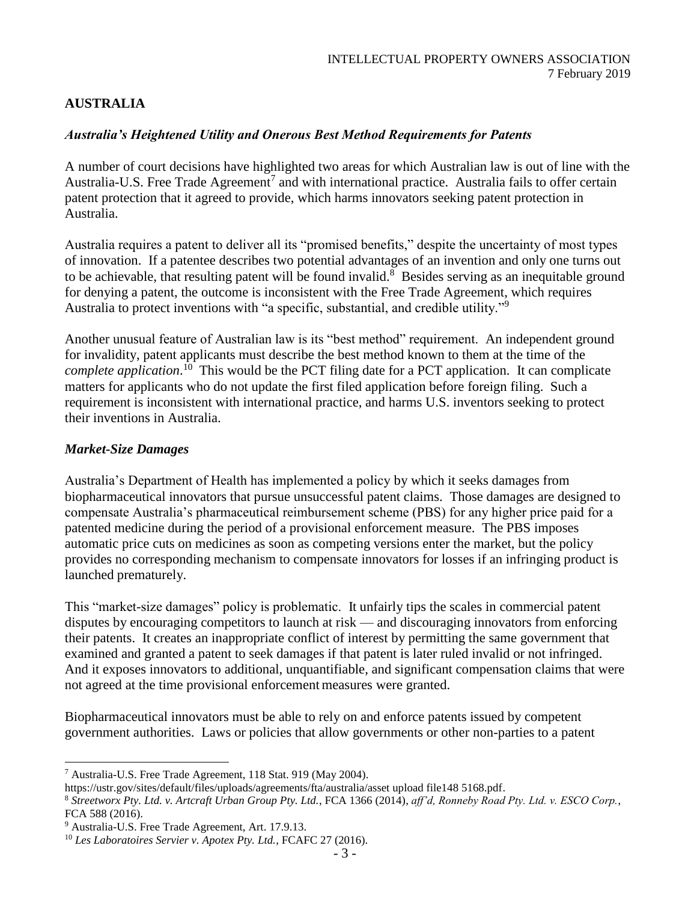## AUSTRALIA

### *Australia's Heightened Utility and Onerous Best Method Requirements for Patents*

A number of court decisions have highlighted two areas for which Australian law is out of line with the Australia-U.S. Free Trade Agreement[7] and with international practice. Australia fails to offer certain patent protection that it agreed to provide, which harms innovators seeking patent protection in Australia.

Australia requires a patent to deliver all its "promised benefits," despite the uncertainty of most types of innovation. If a patentee describes two potential advantages of an invention and only one turns out to be achievable, that resulting patent will be found invalid.[8] Besides serving as an inequitable ground for denying a patent, the outcome is inconsistent with the Free Trade Agreement, which requires Australia to protect inventions with "a specific, substantial, and credible utility."[9]

Another unusual feature of Australian law is its "best method" requirement. An independent ground for invalidity, patent applicants must describe the best method known to them at the time of the *complete application*.[10] This would be the PCT filing date for a PCT application. It can complicate matters for applicants who do not update the first filed application before foreign filing. Such a requirement is inconsistent with international practice, and harms U.S. inventors seeking to protect their inventions in Australia.

### *Market-Size Damages*

Australia's Department of Health has implemented a policy by which it seeks damages from biopharmaceutical innovators that pursue unsuccessful patent claims. Those damages are designed to compensate Australia's pharmaceutical reimbursement scheme (PBS) for any higher price paid for a patented medicine during the period of a provisional enforcement measure. The PBS imposes automatic price cuts on medicines as soon as competing versions enter the market, but the policy provides no corresponding mechanism to compensate innovators for losses if an infringing product is launched prematurely.

This "market-size damages" policy is problematic. It unfairly tips the scales in commercial patent disputes by encouraging competitors to launch at risk — and discouraging innovators from enforcing their patents. It creates an inappropriate conflict of interest by permitting the same government that examined and granted a patent to seek damages if that patent is later ruled invalid or not infringed. And it exposes innovators to additional, unquantifiable, and significant compensation claims that were not agreed at the time provisional enforcement measures were granted.

Biopharmaceutical innovators must be able to rely on and enforce patents issued by competent government authorities. Laws or policies that allow governments or other non-parties to a patent

---

[7] Australia-U.S. Free Trade Agreement, 118 Stat. 919 (May 2004). https://ustr.gov/sites/default/files/uploads/agreements/fta/australia/asset upload file148 5168.pdf.

[8] *Streetworx Pty. Ltd. v. Artcraft Urban Group Pty. Ltd.*, FCA 1366 (2014), *aff'd, Ronneby Road Pty. Ltd. v. ESCO Corp.*, FCA 588 (2016).

[9] Australia-U.S. Free Trade Agreement, Art. 17.9.13.

[10] *Les Laboratoires Servier v. Apotex Pty. Ltd.*, FCAFC 27 (2016).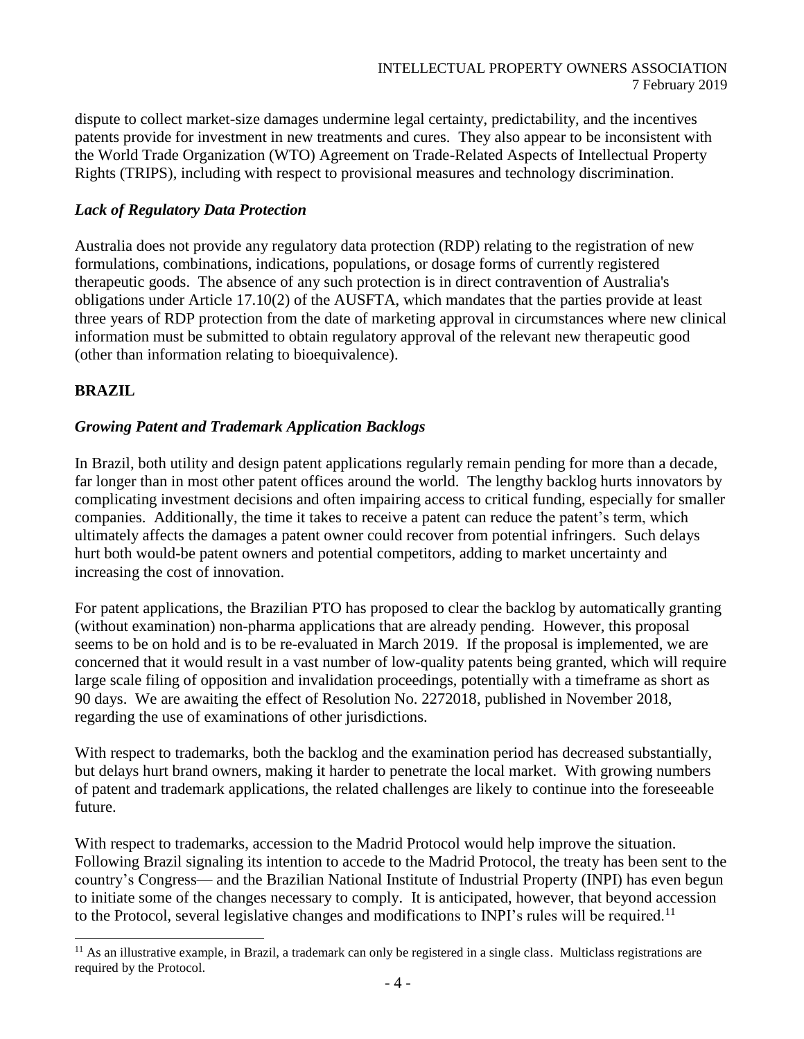dispute to collect market-size damages undermine legal certainty, predictability, and the incentives patents provide for investment in new treatments and cures. They also appear to be inconsistent with the World Trade Organization (WTO) Agreement on Trade-Related Aspects of Intellectual Property Rights (TRIPS), including with respect to provisional measures and technology discrimination.

### *Lack of Regulatory Data Protection*

Australia does not provide any regulatory data protection (RDP) relating to the registration of new formulations, combinations, indications, populations, or dosage forms of currently registered therapeutic goods. The absence of any such protection is in direct contravention of Australia's obligations under Article 17.10(2) of the AUSFTA, which mandates that the parties provide at least three years of RDP protection from the date of marketing approval in circumstances where new clinical information must be submitted to obtain regulatory approval of the relevant new therapeutic good (other than information relating to bioequivalence).

## **BRAZIL**

### *Growing Patent and Trademark Application Backlogs*

In Brazil, both utility and design patent applications regularly remain pending for more than a decade, far longer than in most other patent offices around the world. The lengthy backlog hurts innovators by complicating investment decisions and often impairing access to critical funding, especially for smaller companies. Additionally, the time it takes to receive a patent can reduce the patent's term, which ultimately affects the damages a patent owner could recover from potential infringers. Such delays hurt both would-be patent owners and potential competitors, adding to market uncertainty and increasing the cost of innovation.

For patent applications, the Brazilian PTO has proposed to clear the backlog by automatically granting (without examination) non-pharma applications that are already pending. However, this proposal seems to be on hold and is to be re-evaluated in March 2019. If the proposal is implemented, we are concerned that it would result in a vast number of low-quality patents being granted, which will require large scale filing of opposition and invalidation proceedings, potentially with a timeframe as short as 90 days. We are awaiting the effect of Resolution No. 2272018, published in November 2018, regarding the use of examinations of other jurisdictions.

With respect to trademarks, both the backlog and the examination period has decreased substantially, but delays hurt brand owners, making it harder to penetrate the local market. With growing numbers of patent and trademark applications, the related challenges are likely to continue into the foreseeable future.

With respect to trademarks, accession to the Madrid Protocol would help improve the situation. Following Brazil signaling its intention to accede to the Madrid Protocol, the treaty has been sent to the country's Congress— and the Brazilian National Institute of Industrial Property (INPI) has even begun to initiate some of the changes necessary to comply. It is anticipated, however, that beyond accession to the Protocol, several legislative changes and modifications to INPI's rules will be required.[11]

[11] As an illustrative example, in Brazil, a trademark can only be registered in a single class. Multiclass registrations are required by the Protocol.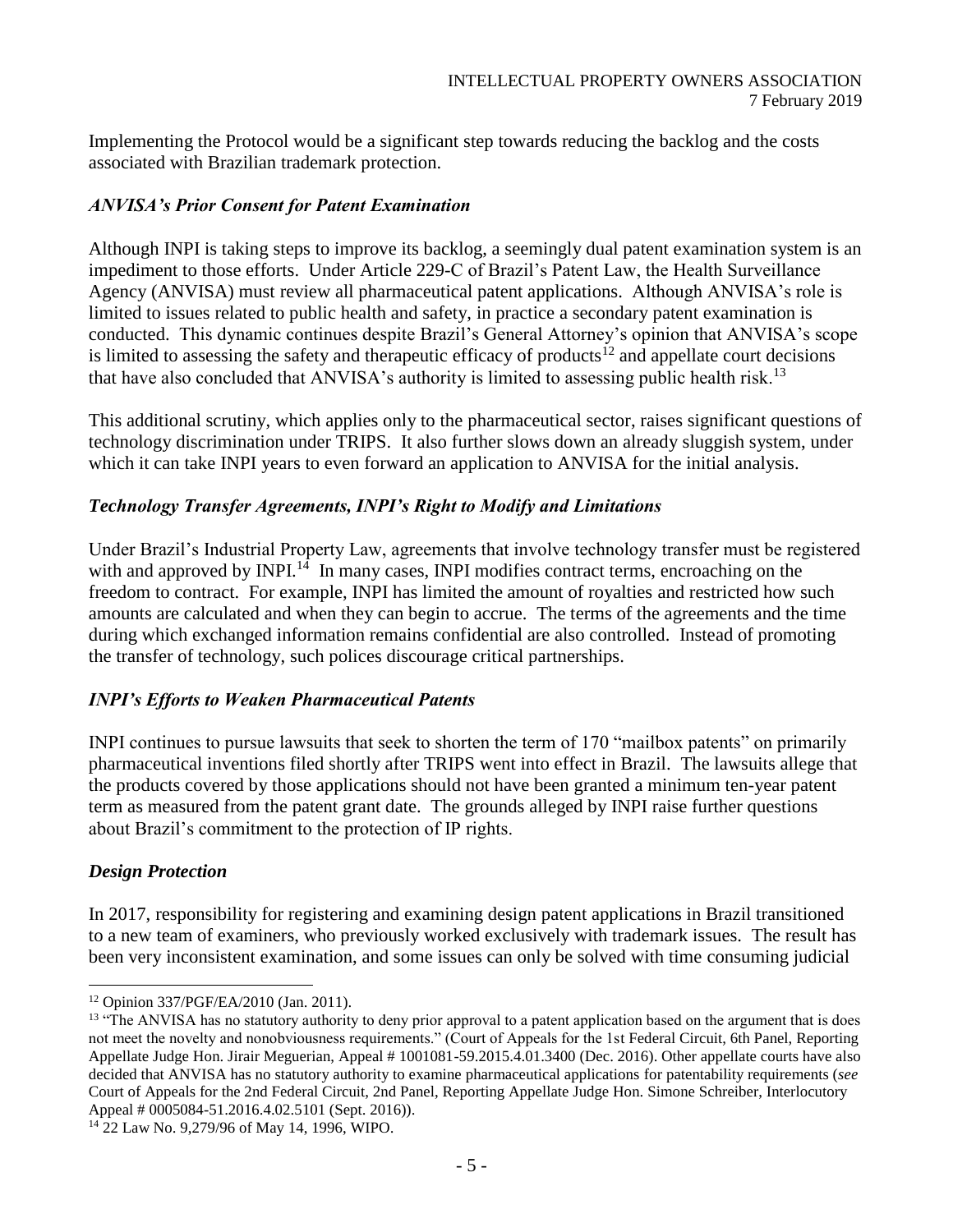Implementing the Protocol would be a significant step towards reducing the backlog and the costs associated with Brazilian trademark protection.

### *ANVISA's Prior Consent for Patent Examination*

Although INPI is taking steps to improve its backlog, a seemingly dual patent examination system is an impediment to those efforts. Under Article 229-C of Brazil's Patent Law, the Health Surveillance Agency (ANVISA) must review all pharmaceutical patent applications. Although ANVISA's role is limited to issues related to public health and safety, in practice a secondary patent examination is conducted. This dynamic continues despite Brazil's General Attorney's opinion that ANVISA's scope is limited to assessing the safety and therapeutic efficacy of products[12] and appellate court decisions that have also concluded that ANVISA's authority is limited to assessing public health risk.[13]

This additional scrutiny, which applies only to the pharmaceutical sector, raises significant questions of technology discrimination under TRIPS. It also further slows down an already sluggish system, under which it can take INPI years to even forward an application to ANVISA for the initial analysis.

### *Technology Transfer Agreements, INPI's Right to Modify and Limitations*

Under Brazil's Industrial Property Law, agreements that involve technology transfer must be registered with and approved by INPI.[14] In many cases, INPI modifies contract terms, encroaching on the freedom to contract. For example, INPI has limited the amount of royalties and restricted how such amounts are calculated and when they can begin to accrue. The terms of the agreements and the time during which exchanged information remains confidential are also controlled. Instead of promoting the transfer of technology, such polices discourage critical partnerships.

### *INPI's Efforts to Weaken Pharmaceutical Patents*

INPI continues to pursue lawsuits that seek to shorten the term of 170 "mailbox patents" on primarily pharmaceutical inventions filed shortly after TRIPS went into effect in Brazil. The lawsuits allege that the products covered by those applications should not have been granted a minimum ten-year patent term as measured from the patent grant date. The grounds alleged by INPI raise further questions about Brazil's commitment to the protection of IP rights.

### *Design Protection*

In 2017, responsibility for registering and examining design patent applications in Brazil transitioned to a new team of examiners, who previously worked exclusively with trademark issues. The result has been very inconsistent examination, and some issues can only be solved with time consuming judicial

---

[12] Opinion 337/PGF/EA/2010 (Jan. 2011).

[13] "The ANVISA has no statutory authority to deny prior approval to a patent application based on the argument that is does not meet the novelty and nonobviousness requirements." (Court of Appeals for the 1st Federal Circuit, 6th Panel, Reporting Appellate Judge Hon. Jirair Meguerian, Appeal # 1001081-59.2015.4.01.3400 (Dec. 2016). Other appellate courts have also decided that ANVISA has no statutory authority to examine pharmaceutical applications for patentability requirements (*see* Court of Appeals for the 2nd Federal Circuit, 2nd Panel, Reporting Appellate Judge Hon. Simone Schreiber, Interlocutory Appeal # 0005084-51.2016.4.02.5101 (Sept. 2016)).

[14] 22 Law No. 9,279/96 of May 14, 1996, WIPO.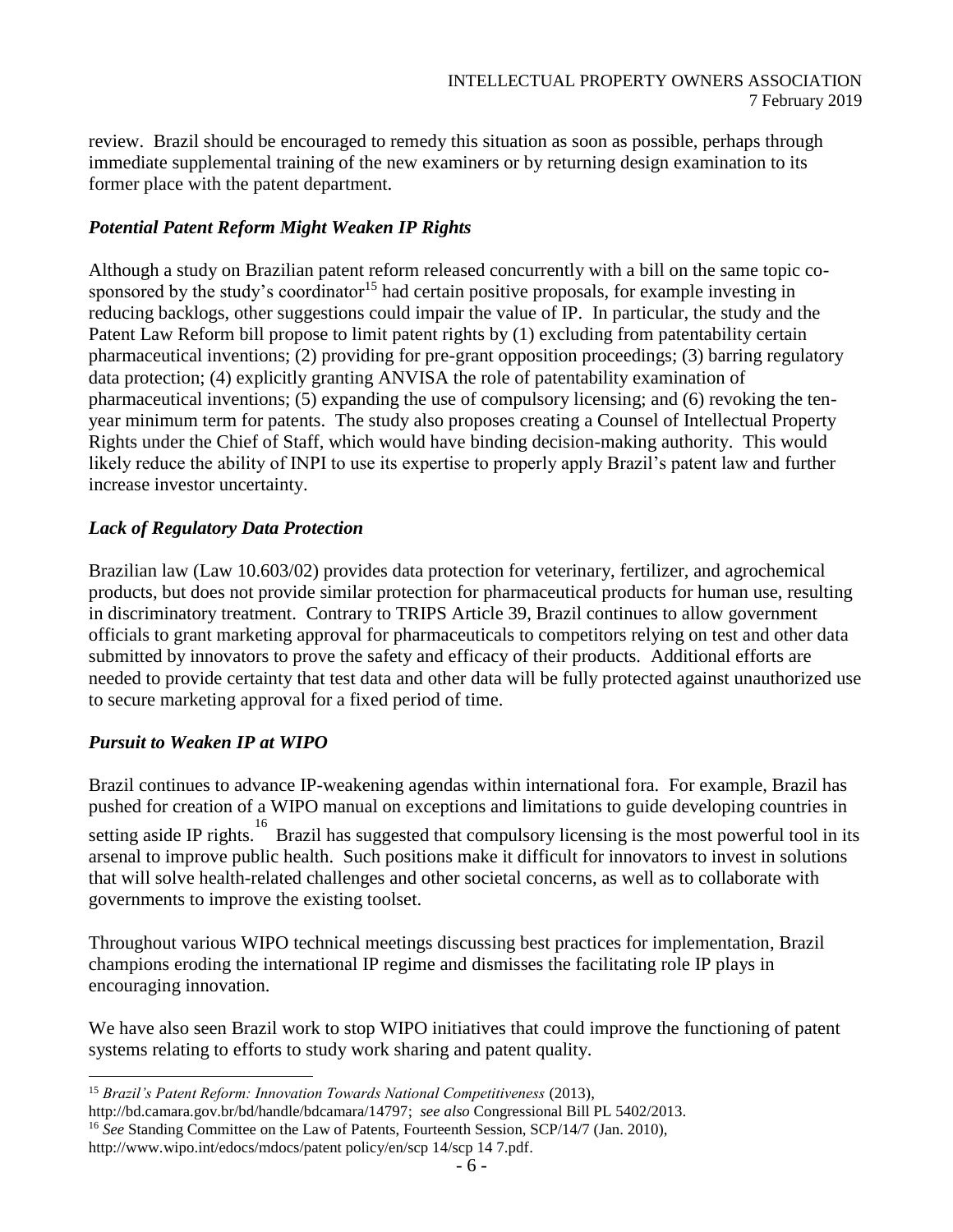review. Brazil should be encouraged to remedy this situation as soon as possible, perhaps through immediate supplemental training of the new examiners or by returning design examination to its former place with the patent department.

***Potential Patent Reform Might Weaken IP Rights***

Although a study on Brazilian patent reform released concurrently with a bill on the same topic co-sponsored by the study's coordinator[15] had certain positive proposals, for example investing in reducing backlogs, other suggestions could impair the value of IP. In particular, the study and the Patent Law Reform bill propose to limit patent rights by (1) excluding from patentability certain pharmaceutical inventions; (2) providing for pre-grant opposition proceedings; (3) barring regulatory data protection; (4) explicitly granting ANVISA the role of patentability examination of pharmaceutical inventions; (5) expanding the use of compulsory licensing; and (6) revoking the ten-year minimum term for patents. The study also proposes creating a Counsel of Intellectual Property Rights under the Chief of Staff, which would have binding decision-making authority. This would likely reduce the ability of INPI to use its expertise to properly apply Brazil's patent law and further increase investor uncertainty.

***Lack of Regulatory Data Protection***

Brazilian law (Law 10.603/02) provides data protection for veterinary, fertilizer, and agrochemical products, but does not provide similar protection for pharmaceutical products for human use, resulting in discriminatory treatment. Contrary to TRIPS Article 39, Brazil continues to allow government officials to grant marketing approval for pharmaceuticals to competitors relying on test and other data submitted by innovators to prove the safety and efficacy of their products. Additional efforts are needed to provide certainty that test data and other data will be fully protected against unauthorized use to secure marketing approval for a fixed period of time.

***Pursuit to Weaken IP at WIPO***

Brazil continues to advance IP-weakening agendas within international fora. For example, Brazil has pushed for creation of a WIPO manual on exceptions and limitations to guide developing countries in setting aside IP rights.[16] Brazil has suggested that compulsory licensing is the most powerful tool in its arsenal to improve public health. Such positions make it difficult for innovators to invest in solutions that will solve health-related challenges and other societal concerns, as well as to collaborate with governments to improve the existing toolset.

Throughout various WIPO technical meetings discussing best practices for implementation, Brazil champions eroding the international IP regime and dismisses the facilitating role IP plays in encouraging innovation.

We have also seen Brazil work to stop WIPO initiatives that could improve the functioning of patent systems relating to efforts to study work sharing and patent quality.

---

[15] *Brazil's Patent Reform: Innovation Towards National Competitiveness* (2013), http://bd.camara.gov.br/bd/handle/bdcamara/14797; *see also* Congressional Bill PL 5402/2013.

[16] *See* Standing Committee on the Law of Patents, Fourteenth Session, SCP/14/7 (Jan. 2010), http://www.wipo.int/edocs/mdocs/patent policy/en/scp 14/scp 14 7.pdf.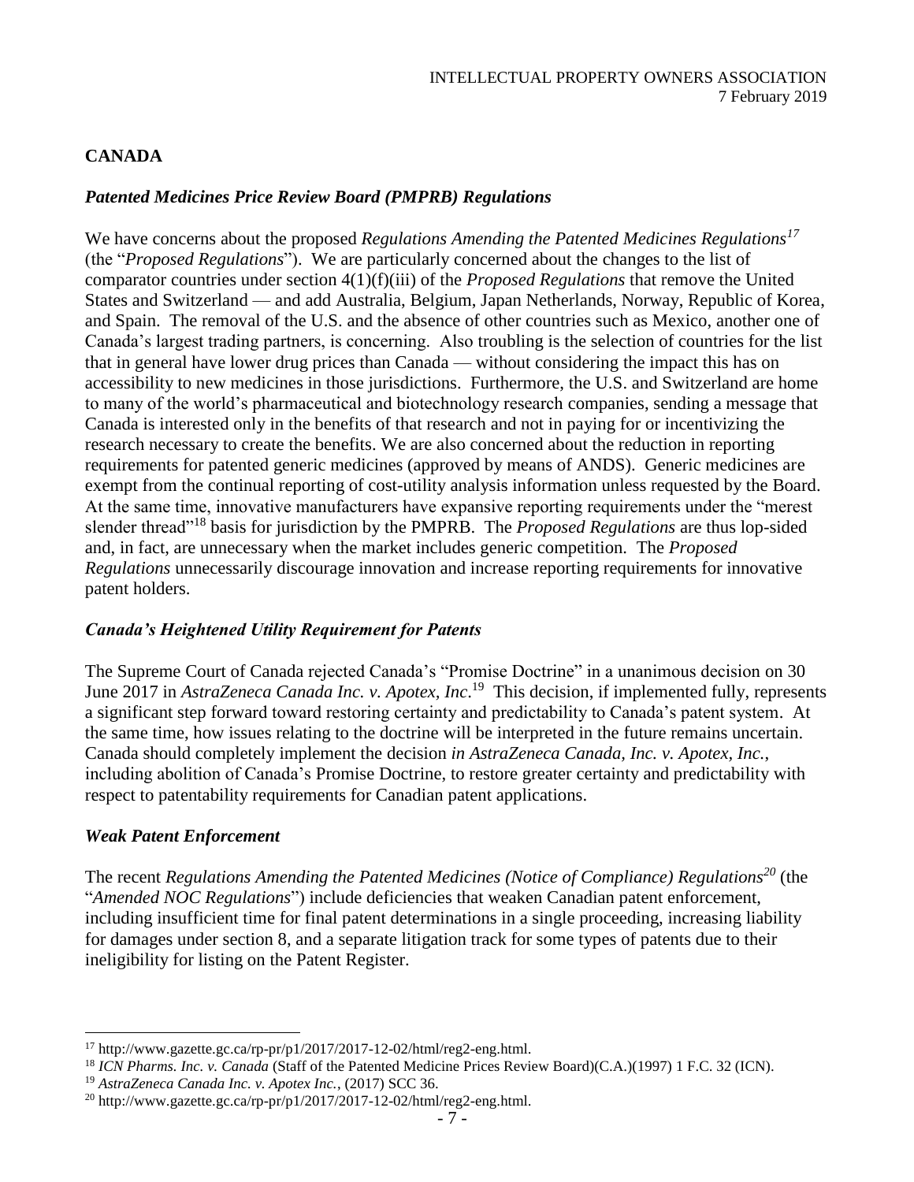## CANADA

### *Patented Medicines Price Review Board (PMPRB) Regulations*

We have concerns about the proposed *Regulations Amending the Patented Medicines Regulations*[17] (the "*Proposed Regulations*"). We are particularly concerned about the changes to the list of comparator countries under section 4(1)(f)(iii) of the *Proposed Regulations* that remove the United States and Switzerland — and add Australia, Belgium, Japan Netherlands, Norway, Republic of Korea, and Spain. The removal of the U.S. and the absence of other countries such as Mexico, another one of Canada's largest trading partners, is concerning. Also troubling is the selection of countries for the list that in general have lower drug prices than Canada — without considering the impact this has on accessibility to new medicines in those jurisdictions. Furthermore, the U.S. and Switzerland are home to many of the world's pharmaceutical and biotechnology research companies, sending a message that Canada is interested only in the benefits of that research and not in paying for or incentivizing the research necessary to create the benefits. We are also concerned about the reduction in reporting requirements for patented generic medicines (approved by means of ANDS). Generic medicines are exempt from the continual reporting of cost-utility analysis information unless requested by the Board. At the same time, innovative manufacturers have expansive reporting requirements under the "merest slender thread"[18] basis for jurisdiction by the PMPRB. The *Proposed Regulations* are thus lop-sided and, in fact, are unnecessary when the market includes generic competition. The *Proposed Regulations* unnecessarily discourage innovation and increase reporting requirements for innovative patent holders.

### *Canada's Heightened Utility Requirement for Patents*

The Supreme Court of Canada rejected Canada's "Promise Doctrine" in a unanimous decision on 30 June 2017 in *AstraZeneca Canada Inc. v. Apotex, Inc*.[19] This decision, if implemented fully, represents a significant step forward toward restoring certainty and predictability to Canada's patent system. At the same time, how issues relating to the doctrine will be interpreted in the future remains uncertain. Canada should completely implement the decision *in AstraZeneca Canada, Inc. v. Apotex, Inc.*, including abolition of Canada's Promise Doctrine, to restore greater certainty and predictability with respect to patentability requirements for Canadian patent applications.

### *Weak Patent Enforcement*

The recent *Regulations Amending the Patented Medicines (Notice of Compliance) Regulations*[20] (the "*Amended NOC Regulations*") include deficiencies that weaken Canadian patent enforcement, including insufficient time for final patent determinations in a single proceeding, increasing liability for damages under section 8, and a separate litigation track for some types of patents due to their ineligibility for listing on the Patent Register.

---

[17] http://www.gazette.gc.ca/rp-pr/p1/2017/2017-12-02/html/reg2-eng.html.

[18] *ICN Pharms. Inc. v. Canada* (Staff of the Patented Medicine Prices Review Board)(C.A.)(1997) 1 F.C. 32 (ICN).

[19] *AstraZeneca Canada Inc. v. Apotex Inc.*, (2017) SCC 36.

[20] http://www.gazette.gc.ca/rp-pr/p1/2017/2017-12-02/html/reg2-eng.html.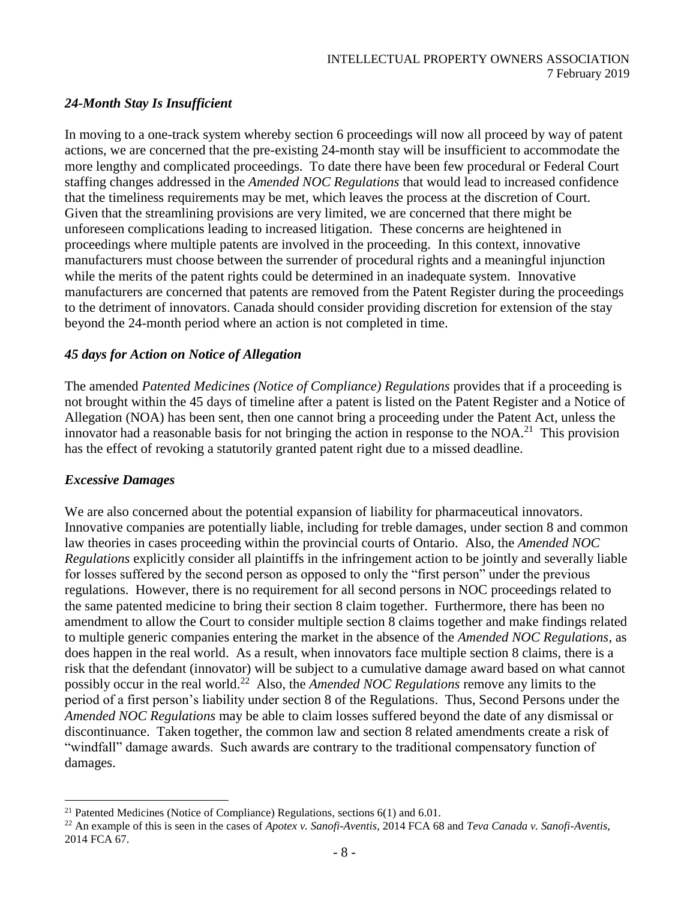### *24-Month Stay Is Insufficient*

In moving to a one-track system whereby section 6 proceedings will now all proceed by way of patent actions, we are concerned that the pre-existing 24-month stay will be insufficient to accommodate the more lengthy and complicated proceedings. To date there have been few procedural or Federal Court staffing changes addressed in the *Amended NOC Regulations* that would lead to increased confidence that the timeliness requirements may be met, which leaves the process at the discretion of Court. Given that the streamlining provisions are very limited, we are concerned that there might be unforeseen complications leading to increased litigation. These concerns are heightened in proceedings where multiple patents are involved in the proceeding. In this context, innovative manufacturers must choose between the surrender of procedural rights and a meaningful injunction while the merits of the patent rights could be determined in an inadequate system. Innovative manufacturers are concerned that patents are removed from the Patent Register during the proceedings to the detriment of innovators. Canada should consider providing discretion for extension of the stay beyond the 24-month period where an action is not completed in time.

### *45 days for Action on Notice of Allegation*

The amended *Patented Medicines (Notice of Compliance) Regulations* provides that if a proceeding is not brought within the 45 days of timeline after a patent is listed on the Patent Register and a Notice of Allegation (NOA) has been sent, then one cannot bring a proceeding under the Patent Act, unless the innovator had a reasonable basis for not bringing the action in response to the NOA.[21] This provision has the effect of revoking a statutorily granted patent right due to a missed deadline.

### *Excessive Damages*

We are also concerned about the potential expansion of liability for pharmaceutical innovators. Innovative companies are potentially liable, including for treble damages, under section 8 and common law theories in cases proceeding within the provincial courts of Ontario. Also, the *Amended NOC Regulations* explicitly consider all plaintiffs in the infringement action to be jointly and severally liable for losses suffered by the second person as opposed to only the "first person" under the previous regulations. However, there is no requirement for all second persons in NOC proceedings related to the same patented medicine to bring their section 8 claim together. Furthermore, there has been no amendment to allow the Court to consider multiple section 8 claims together and make findings related to multiple generic companies entering the market in the absence of the *Amended NOC Regulations*, as does happen in the real world. As a result, when innovators face multiple section 8 claims, there is a risk that the defendant (innovator) will be subject to a cumulative damage award based on what cannot possibly occur in the real world.[22] Also, the *Amended NOC Regulations* remove any limits to the period of a first person's liability under section 8 of the Regulations. Thus, Second Persons under the *Amended NOC Regulations* may be able to claim losses suffered beyond the date of any dismissal or discontinuance. Taken together, the common law and section 8 related amendments create a risk of "windfall" damage awards. Such awards are contrary to the traditional compensatory function of damages.

---

[21] Patented Medicines (Notice of Compliance) Regulations, sections 6(1) and 6.01.

[22] An example of this is seen in the cases of *Apotex v. Sanofi-Aventis*, 2014 FCA 68 and *Teva Canada v. Sanofi-Aventis*, 2014 FCA 67.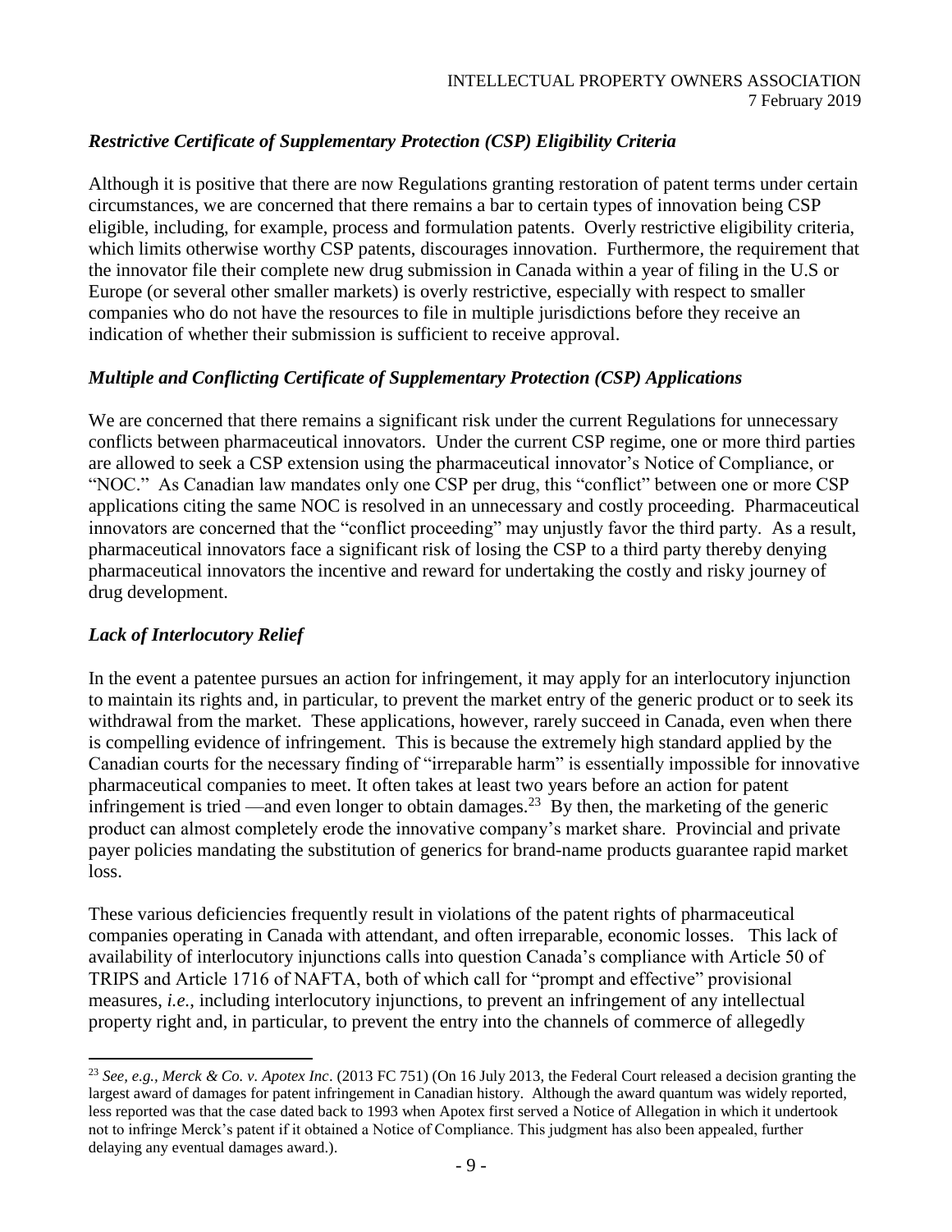### *Restrictive Certificate of Supplementary Protection (CSP) Eligibility Criteria*

Although it is positive that there are now Regulations granting restoration of patent terms under certain circumstances, we are concerned that there remains a bar to certain types of innovation being CSP eligible, including, for example, process and formulation patents. Overly restrictive eligibility criteria, which limits otherwise worthy CSP patents, discourages innovation. Furthermore, the requirement that the innovator file their complete new drug submission in Canada within a year of filing in the U.S or Europe (or several other smaller markets) is overly restrictive, especially with respect to smaller companies who do not have the resources to file in multiple jurisdictions before they receive an indication of whether their submission is sufficient to receive approval.

### *Multiple and Conflicting Certificate of Supplementary Protection (CSP) Applications*

We are concerned that there remains a significant risk under the current Regulations for unnecessary conflicts between pharmaceutical innovators. Under the current CSP regime, one or more third parties are allowed to seek a CSP extension using the pharmaceutical innovator's Notice of Compliance, or "NOC." As Canadian law mandates only one CSP per drug, this "conflict" between one or more CSP applications citing the same NOC is resolved in an unnecessary and costly proceeding. Pharmaceutical innovators are concerned that the "conflict proceeding" may unjustly favor the third party. As a result, pharmaceutical innovators face a significant risk of losing the CSP to a third party thereby denying pharmaceutical innovators the incentive and reward for undertaking the costly and risky journey of drug development.

### *Lack of Interlocutory Relief*

In the event a patentee pursues an action for infringement, it may apply for an interlocutory injunction to maintain its rights and, in particular, to prevent the market entry of the generic product or to seek its withdrawal from the market. These applications, however, rarely succeed in Canada, even when there is compelling evidence of infringement. This is because the extremely high standard applied by the Canadian courts for the necessary finding of "irreparable harm" is essentially impossible for innovative pharmaceutical companies to meet. It often takes at least two years before an action for patent infringement is tried —and even longer to obtain damages.[23] By then, the marketing of the generic product can almost completely erode the innovative company's market share. Provincial and private payer policies mandating the substitution of generics for brand-name products guarantee rapid market loss.

These various deficiencies frequently result in violations of the patent rights of pharmaceutical companies operating in Canada with attendant, and often irreparable, economic losses. This lack of availability of interlocutory injunctions calls into question Canada's compliance with Article 50 of TRIPS and Article 1716 of NAFTA, both of which call for "prompt and effective" provisional measures, *i.e.*, including interlocutory injunctions, to prevent an infringement of any intellectual property right and, in particular, to prevent the entry into the channels of commerce of allegedly

---

[23] *See, e.g., Merck & Co. v. Apotex Inc*. (2013 FC 751) (On 16 July 2013, the Federal Court released a decision granting the largest award of damages for patent infringement in Canadian history. Although the award quantum was widely reported, less reported was that the case dated back to 1993 when Apotex first served a Notice of Allegation in which it undertook not to infringe Merck's patent if it obtained a Notice of Compliance. This judgment has also been appealed, further delaying any eventual damages award.).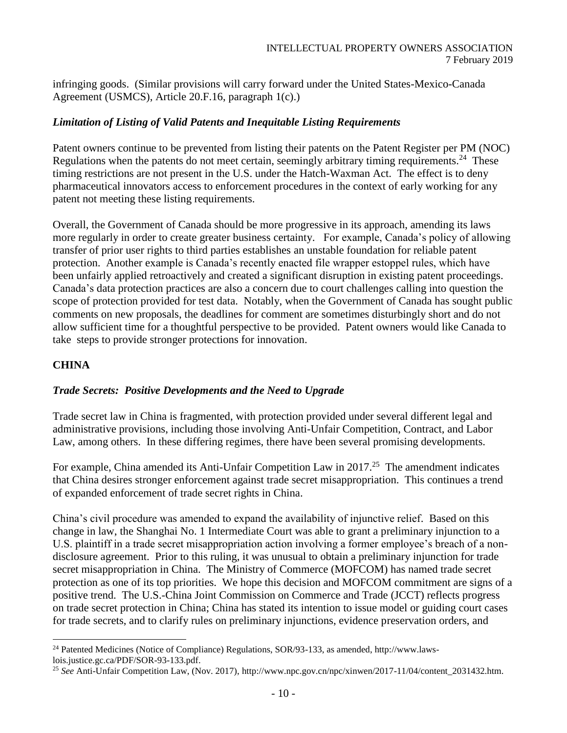infringing goods. (Similar provisions will carry forward under the United States-Mexico-Canada Agreement (USMCS), Article 20.F.16, paragraph 1(c).)

### *Limitation of Listing of Valid Patents and Inequitable Listing Requirements*

Patent owners continue to be prevented from listing their patents on the Patent Register per PM (NOC) Regulations when the patents do not meet certain, seemingly arbitrary timing requirements.[24] These timing restrictions are not present in the U.S. under the Hatch-Waxman Act. The effect is to deny pharmaceutical innovators access to enforcement procedures in the context of early working for any patent not meeting these listing requirements.

Overall, the Government of Canada should be more progressive in its approach, amending its laws more regularly in order to create greater business certainty. For example, Canada's policy of allowing transfer of prior user rights to third parties establishes an unstable foundation for reliable patent protection. Another example is Canada's recently enacted file wrapper estoppel rules, which have been unfairly applied retroactively and created a significant disruption in existing patent proceedings. Canada's data protection practices are also a concern due to court challenges calling into question the scope of protection provided for test data. Notably, when the Government of Canada has sought public comments on new proposals, the deadlines for comment are sometimes disturbingly short and do not allow sufficient time for a thoughtful perspective to be provided. Patent owners would like Canada to take steps to provide stronger protections for innovation.

## CHINA

### *Trade Secrets: Positive Developments and the Need to Upgrade*

Trade secret law in China is fragmented, with protection provided under several different legal and administrative provisions, including those involving Anti-Unfair Competition, Contract, and Labor Law, among others. In these differing regimes, there have been several promising developments.

For example, China amended its Anti-Unfair Competition Law in 2017.[25] The amendment indicates that China desires stronger enforcement against trade secret misappropriation. This continues a trend of expanded enforcement of trade secret rights in China.

China's civil procedure was amended to expand the availability of injunctive relief. Based on this change in law, the Shanghai No. 1 Intermediate Court was able to grant a preliminary injunction to a U.S. plaintiff in a trade secret misappropriation action involving a former employee's breach of a non-disclosure agreement. Prior to this ruling, it was unusual to obtain a preliminary injunction for trade secret misappropriation in China. The Ministry of Commerce (MOFCOM) has named trade secret protection as one of its top priorities. We hope this decision and MOFCOM commitment are signs of a positive trend. The U.S.-China Joint Commission on Commerce and Trade (JCCT) reflects progress on trade secret protection in China; China has stated its intention to issue model or guiding court cases for trade secrets, and to clarify rules on preliminary injunctions, evidence preservation orders, and

---

[24] Patented Medicines (Notice of Compliance) Regulations, SOR/93-133, as amended, http://www.laws-lois.justice.gc.ca/PDF/SOR-93-133.pdf.

[25] *See* Anti-Unfair Competition Law, (Nov. 2017), http://www.npc.gov.cn/npc/xinwen/2017-11/04/content_2031432.htm.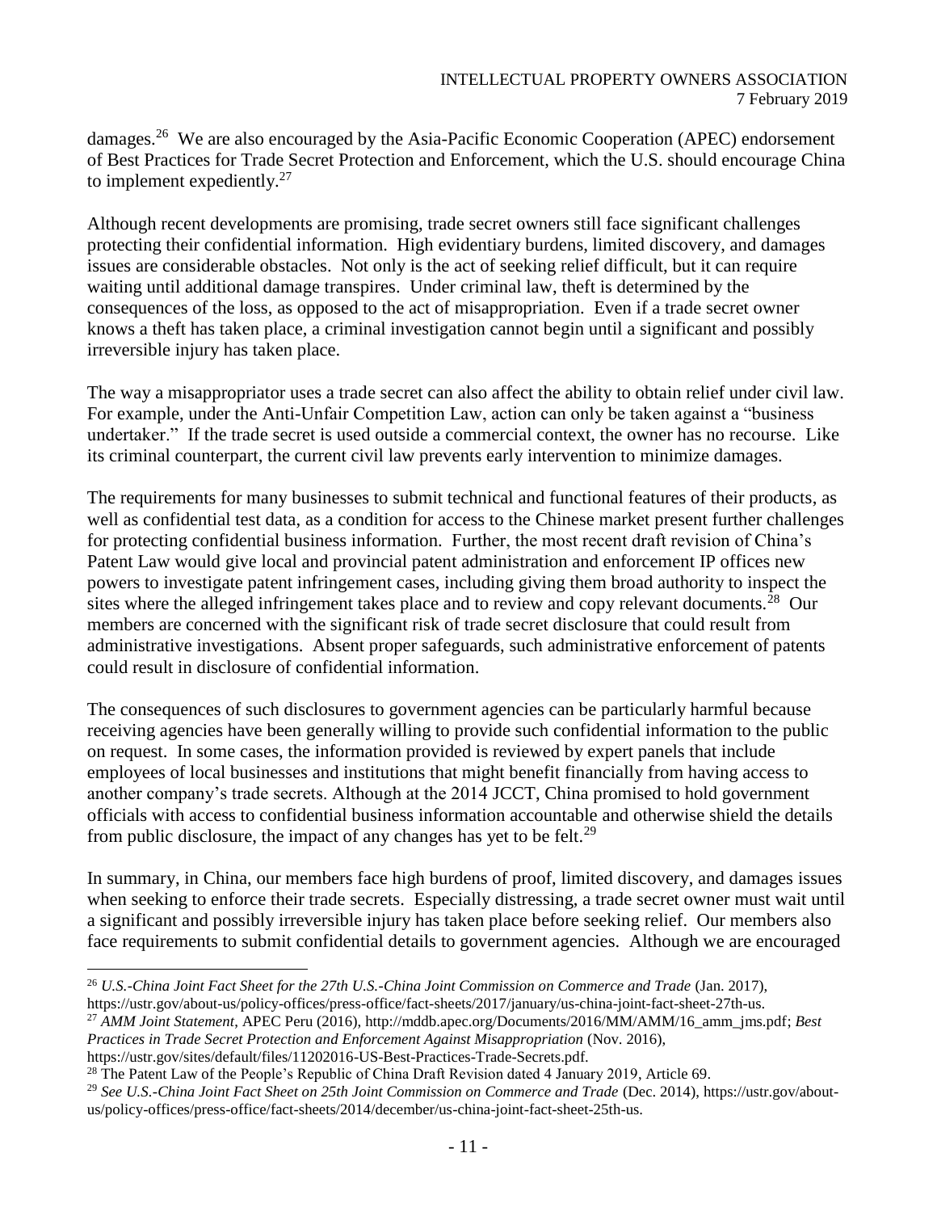damages.[26] We are also encouraged by the Asia-Pacific Economic Cooperation (APEC) endorsement of Best Practices for Trade Secret Protection and Enforcement, which the U.S. should encourage China to implement expediently.[27]

Although recent developments are promising, trade secret owners still face significant challenges protecting their confidential information. High evidentiary burdens, limited discovery, and damages issues are considerable obstacles. Not only is the act of seeking relief difficult, but it can require waiting until additional damage transpires. Under criminal law, theft is determined by the consequences of the loss, as opposed to the act of misappropriation. Even if a trade secret owner knows a theft has taken place, a criminal investigation cannot begin until a significant and possibly irreversible injury has taken place.

The way a misappropriator uses a trade secret can also affect the ability to obtain relief under civil law. For example, under the Anti-Unfair Competition Law, action can only be taken against a "business undertaker." If the trade secret is used outside a commercial context, the owner has no recourse. Like its criminal counterpart, the current civil law prevents early intervention to minimize damages.

The requirements for many businesses to submit technical and functional features of their products, as well as confidential test data, as a condition for access to the Chinese market present further challenges for protecting confidential business information. Further, the most recent draft revision of China's Patent Law would give local and provincial patent administration and enforcement IP offices new powers to investigate patent infringement cases, including giving them broad authority to inspect the sites where the alleged infringement takes place and to review and copy relevant documents.[28] Our members are concerned with the significant risk of trade secret disclosure that could result from administrative investigations. Absent proper safeguards, such administrative enforcement of patents could result in disclosure of confidential information.

The consequences of such disclosures to government agencies can be particularly harmful because receiving agencies have been generally willing to provide such confidential information to the public on request. In some cases, the information provided is reviewed by expert panels that include employees of local businesses and institutions that might benefit financially from having access to another company's trade secrets. Although at the 2014 JCCT, China promised to hold government officials with access to confidential business information accountable and otherwise shield the details from public disclosure, the impact of any changes has yet to be felt.[29]

In summary, in China, our members face high burdens of proof, limited discovery, and damages issues when seeking to enforce their trade secrets. Especially distressing, a trade secret owner must wait until a significant and possibly irreversible injury has taken place before seeking relief. Our members also face requirements to submit confidential details to government agencies. Although we are encouraged

---

[26] *U.S.-China Joint Fact Sheet for the 27th U.S.-China Joint Commission on Commerce and Trade* (Jan. 2017), https://ustr.gov/about-us/policy-offices/press-office/fact-sheets/2017/january/us-china-joint-fact-sheet-27th-us.

[27] *AMM Joint Statement*, APEC Peru (2016), http://mddb.apec.org/Documents/2016/MM/AMM/16_amm_jms.pdf; *Best Practices in Trade Secret Protection and Enforcement Against Misappropriation* (Nov. 2016), https://ustr.gov/sites/default/files/11202016-US-Best-Practices-Trade-Secrets.pdf.

[28] The Patent Law of the People's Republic of China Draft Revision dated 4 January 2019, Article 69.

[29] *See U.S.-China Joint Fact Sheet on 25th Joint Commission on Commerce and Trade* (Dec. 2014), https://ustr.gov/about-us/policy-offices/press-office/fact-sheets/2014/december/us-china-joint-fact-sheet-25th-us.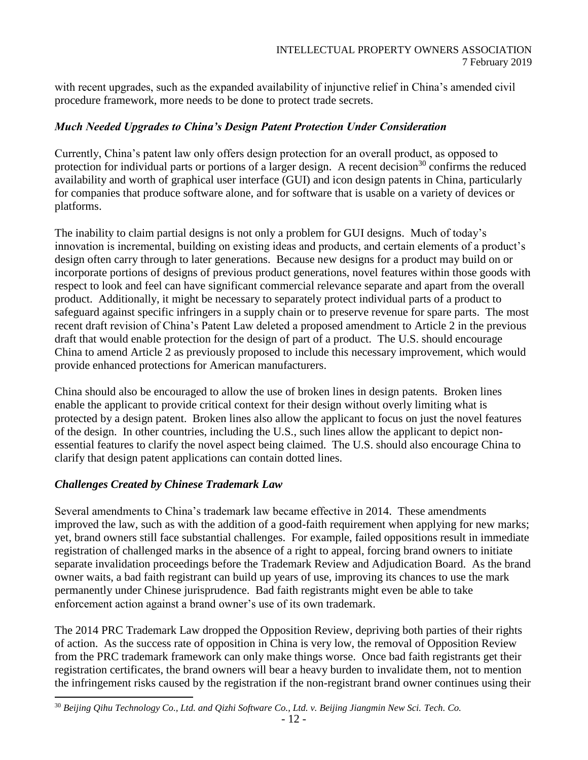with recent upgrades, such as the expanded availability of injunctive relief in China's amended civil procedure framework, more needs to be done to protect trade secrets.

### *Much Needed Upgrades to China's Design Patent Protection Under Consideration*

Currently, China's patent law only offers design protection for an overall product, as opposed to protection for individual parts or portions of a larger design. A recent decision[30] confirms the reduced availability and worth of graphical user interface (GUI) and icon design patents in China, particularly for companies that produce software alone, and for software that is usable on a variety of devices or platforms.

The inability to claim partial designs is not only a problem for GUI designs. Much of today's innovation is incremental, building on existing ideas and products, and certain elements of a product's design often carry through to later generations. Because new designs for a product may build on or incorporate portions of designs of previous product generations, novel features within those goods with respect to look and feel can have significant commercial relevance separate and apart from the overall product. Additionally, it might be necessary to separately protect individual parts of a product to safeguard against specific infringers in a supply chain or to preserve revenue for spare parts. The most recent draft revision of China's Patent Law deleted a proposed amendment to Article 2 in the previous draft that would enable protection for the design of part of a product. The U.S. should encourage China to amend Article 2 as previously proposed to include this necessary improvement, which would provide enhanced protections for American manufacturers.

China should also be encouraged to allow the use of broken lines in design patents. Broken lines enable the applicant to provide critical context for their design without overly limiting what is protected by a design patent. Broken lines also allow the applicant to focus on just the novel features of the design. In other countries, including the U.S., such lines allow the applicant to depict non-essential features to clarify the novel aspect being claimed. The U.S. should also encourage China to clarify that design patent applications can contain dotted lines.

### *Challenges Created by Chinese Trademark Law*

Several amendments to China's trademark law became effective in 2014. These amendments improved the law, such as with the addition of a good-faith requirement when applying for new marks; yet, brand owners still face substantial challenges. For example, failed oppositions result in immediate registration of challenged marks in the absence of a right to appeal, forcing brand owners to initiate separate invalidation proceedings before the Trademark Review and Adjudication Board. As the brand owner waits, a bad faith registrant can build up years of use, improving its chances to use the mark permanently under Chinese jurisprudence. Bad faith registrants might even be able to take enforcement action against a brand owner's use of its own trademark.

The 2014 PRC Trademark Law dropped the Opposition Review, depriving both parties of their rights of action. As the success rate of opposition in China is very low, the removal of Opposition Review from the PRC trademark framework can only make things worse. Once bad faith registrants get their registration certificates, the brand owners will bear a heavy burden to invalidate them, not to mention the infringement risks caused by the registration if the non-registrant brand owner continues using their

[30] *Beijing Qihu Technology Co., Ltd. and Qizhi Software Co., Ltd. v. Beijing Jiangmin New Sci. Tech. Co.*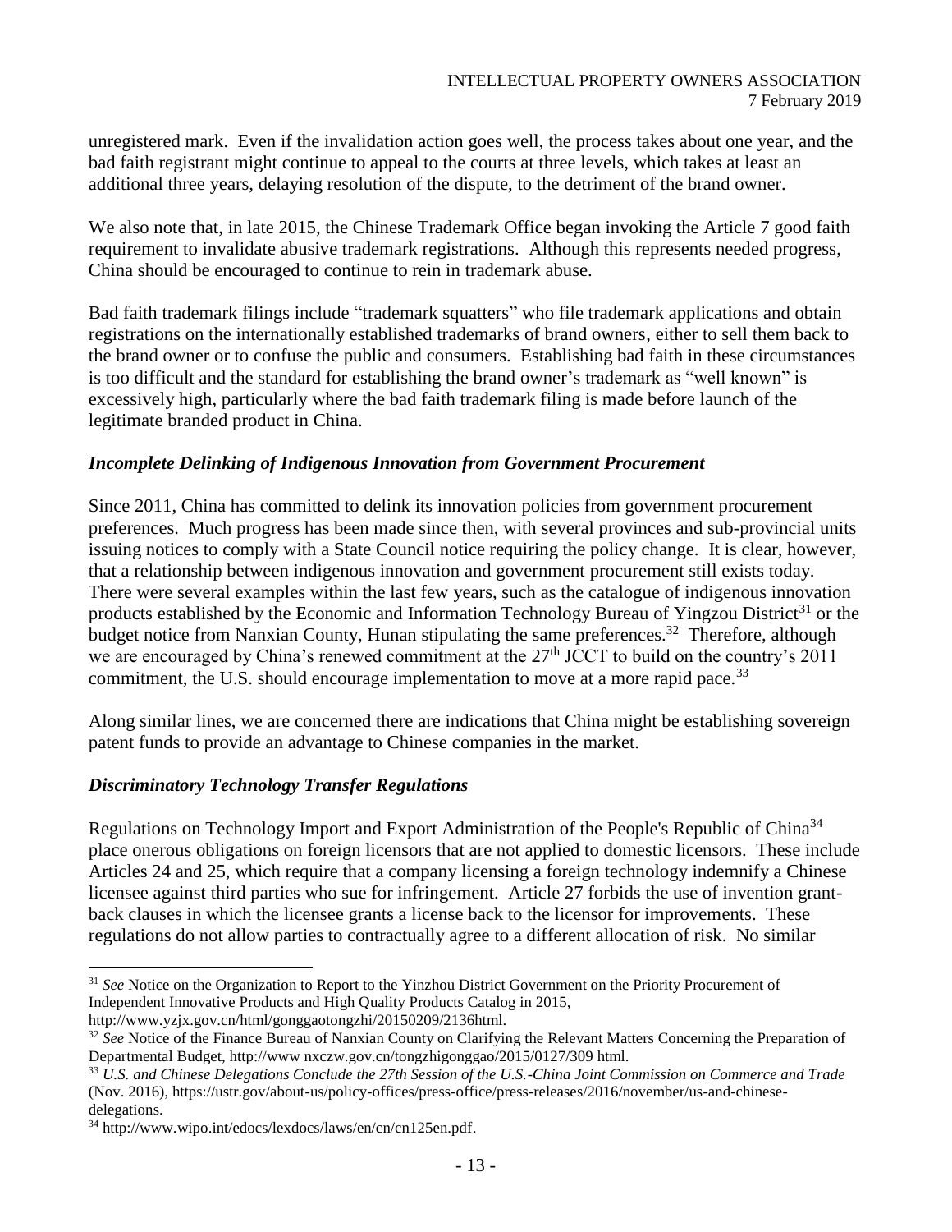unregistered mark. Even if the invalidation action goes well, the process takes about one year, and the bad faith registrant might continue to appeal to the courts at three levels, which takes at least an additional three years, delaying resolution of the dispute, to the detriment of the brand owner.

We also note that, in late 2015, the Chinese Trademark Office began invoking the Article 7 good faith requirement to invalidate abusive trademark registrations. Although this represents needed progress, China should be encouraged to continue to rein in trademark abuse.

Bad faith trademark filings include "trademark squatters" who file trademark applications and obtain registrations on the internationally established trademarks of brand owners, either to sell them back to the brand owner or to confuse the public and consumers. Establishing bad faith in these circumstances is too difficult and the standard for establishing the brand owner's trademark as "well known" is excessively high, particularly where the bad faith trademark filing is made before launch of the legitimate branded product in China.

### *Incomplete Delinking of Indigenous Innovation from Government Procurement*

Since 2011, China has committed to delink its innovation policies from government procurement preferences. Much progress has been made since then, with several provinces and sub-provincial units issuing notices to comply with a State Council notice requiring the policy change. It is clear, however, that a relationship between indigenous innovation and government procurement still exists today. There were several examples within the last few years, such as the catalogue of indigenous innovation products established by the Economic and Information Technology Bureau of Yingzou District[31] or the budget notice from Nanxian County, Hunan stipulating the same preferences.[32] Therefore, although we are encouraged by China's renewed commitment at the 27th JCCT to build on the country's 2011 commitment, the U.S. should encourage implementation to move at a more rapid pace.[33]

Along similar lines, we are concerned there are indications that China might be establishing sovereign patent funds to provide an advantage to Chinese companies in the market.

### *Discriminatory Technology Transfer Regulations*

Regulations on Technology Import and Export Administration of the People's Republic of China[34] place onerous obligations on foreign licensors that are not applied to domestic licensors. These include Articles 24 and 25, which require that a company licensing a foreign technology indemnify a Chinese licensee against third parties who sue for infringement. Article 27 forbids the use of invention grant-back clauses in which the licensee grants a license back to the licensor for improvements. These regulations do not allow parties to contractually agree to a different allocation of risk. No similar

---

[31] *See* Notice on the Organization to Report to the Yinzhou District Government on the Priority Procurement of Independent Innovative Products and High Quality Products Catalog in 2015, http://www.yzjx.gov.cn/html/gonggaotongzhi/20150209/2136html.

[32] *See* Notice of the Finance Bureau of Nanxian County on Clarifying the Relevant Matters Concerning the Preparation of Departmental Budget, http://www nxczw.gov.cn/tongzhigonggao/2015/0127/309 html.

[33] *U.S. and Chinese Delegations Conclude the 27th Session of the U.S.-China Joint Commission on Commerce and Trade* (Nov. 2016), https://ustr.gov/about-us/policy-offices/press-office/press-releases/2016/november/us-and-chinese-delegations.

[34] http://www.wipo.int/edocs/lexdocs/laws/en/cn/cn125en.pdf.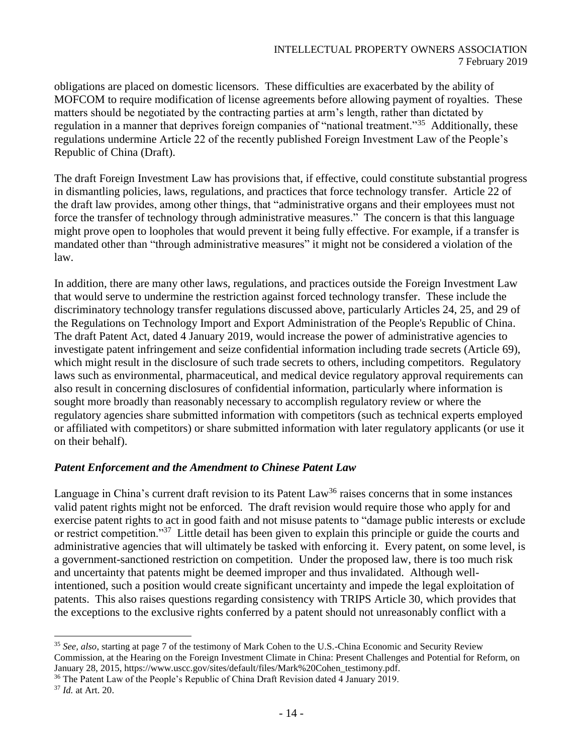obligations are placed on domestic licensors. These difficulties are exacerbated by the ability of MOFCOM to require modification of license agreements before allowing payment of royalties. These matters should be negotiated by the contracting parties at arm's length, rather than dictated by regulation in a manner that deprives foreign companies of "national treatment."[35] Additionally, these regulations undermine Article 22 of the recently published Foreign Investment Law of the People's Republic of China (Draft).

The draft Foreign Investment Law has provisions that, if effective, could constitute substantial progress in dismantling policies, laws, regulations, and practices that force technology transfer. Article 22 of the draft law provides, among other things, that "administrative organs and their employees must not force the transfer of technology through administrative measures." The concern is that this language might prove open to loopholes that would prevent it being fully effective. For example, if a transfer is mandated other than "through administrative measures" it might not be considered a violation of the law.

In addition, there are many other laws, regulations, and practices outside the Foreign Investment Law that would serve to undermine the restriction against forced technology transfer. These include the discriminatory technology transfer regulations discussed above, particularly Articles 24, 25, and 29 of the Regulations on Technology Import and Export Administration of the People's Republic of China. The draft Patent Act, dated 4 January 2019, would increase the power of administrative agencies to investigate patent infringement and seize confidential information including trade secrets (Article 69), which might result in the disclosure of such trade secrets to others, including competitors. Regulatory laws such as environmental, pharmaceutical, and medical device regulatory approval requirements can also result in concerning disclosures of confidential information, particularly where information is sought more broadly than reasonably necessary to accomplish regulatory review or where the regulatory agencies share submitted information with competitors (such as technical experts employed or affiliated with competitors) or share submitted information with later regulatory applicants (or use it on their behalf).

### *Patent Enforcement and the Amendment to Chinese Patent Law*

Language in China's current draft revision to its Patent Law[36] raises concerns that in some instances valid patent rights might not be enforced. The draft revision would require those who apply for and exercise patent rights to act in good faith and not misuse patents to "damage public interests or exclude or restrict competition."[37] Little detail has been given to explain this principle or guide the courts and administrative agencies that will ultimately be tasked with enforcing it. Every patent, on some level, is a government-sanctioned restriction on competition. Under the proposed law, there is too much risk and uncertainty that patents might be deemed improper and thus invalidated. Although well-intentioned, such a position would create significant uncertainty and impede the legal exploitation of patents. This also raises questions regarding consistency with TRIPS Article 30, which provides that the exceptions to the exclusive rights conferred by a patent should not unreasonably conflict with a

---

[35] *See, also*, starting at page 7 of the testimony of Mark Cohen to the U.S.-China Economic and Security Review Commission, at the Hearing on the Foreign Investment Climate in China: Present Challenges and Potential for Reform, on January 28, 2015, https://www.uscc.gov/sites/default/files/Mark%20Cohen_testimony.pdf.

[36] The Patent Law of the People's Republic of China Draft Revision dated 4 January 2019.

[37] *Id.* at Art. 20.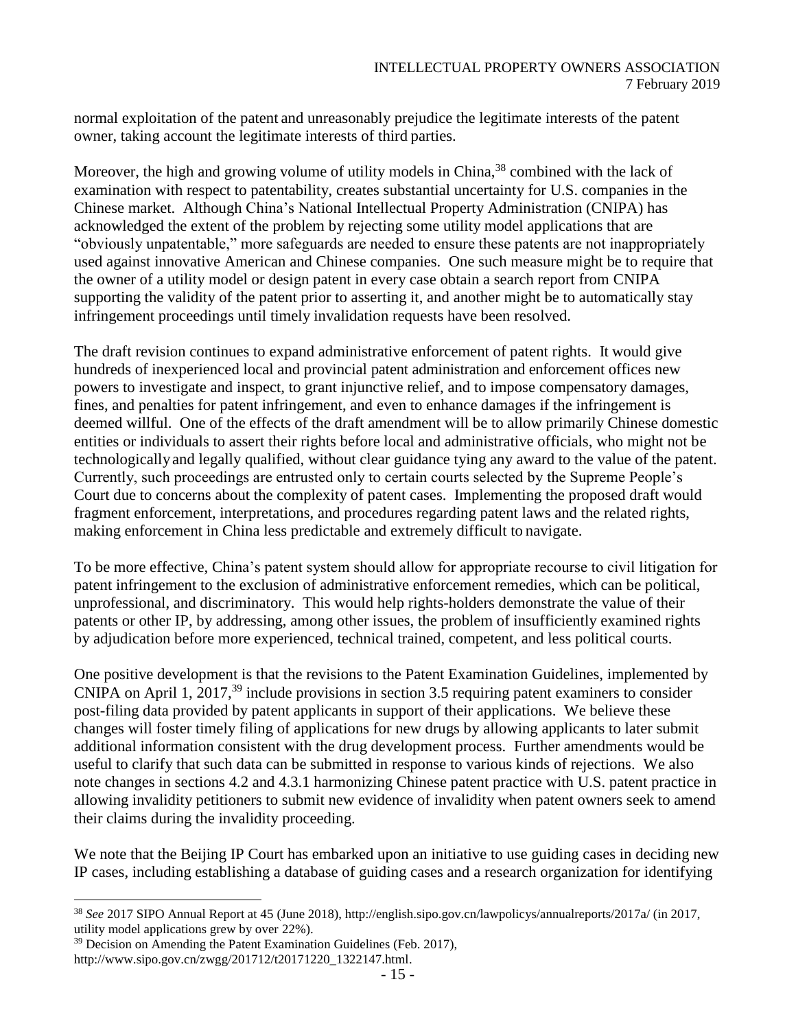normal exploitation of the patent and unreasonably prejudice the legitimate interests of the patent owner, taking account the legitimate interests of third parties.

Moreover, the high and growing volume of utility models in China,[38] combined with the lack of examination with respect to patentability, creates substantial uncertainty for U.S. companies in the Chinese market. Although China's National Intellectual Property Administration (CNIPA) has acknowledged the extent of the problem by rejecting some utility model applications that are "obviously unpatentable," more safeguards are needed to ensure these patents are not inappropriately used against innovative American and Chinese companies. One such measure might be to require that the owner of a utility model or design patent in every case obtain a search report from CNIPA supporting the validity of the patent prior to asserting it, and another might be to automatically stay infringement proceedings until timely invalidation requests have been resolved.

The draft revision continues to expand administrative enforcement of patent rights. It would give hundreds of inexperienced local and provincial patent administration and enforcement offices new powers to investigate and inspect, to grant injunctive relief, and to impose compensatory damages, fines, and penalties for patent infringement, and even to enhance damages if the infringement is deemed willful. One of the effects of the draft amendment will be to allow primarily Chinese domestic entities or individuals to assert their rights before local and administrative officials, who might not be technologically and legally qualified, without clear guidance tying any award to the value of the patent. Currently, such proceedings are entrusted only to certain courts selected by the Supreme People's Court due to concerns about the complexity of patent cases. Implementing the proposed draft would fragment enforcement, interpretations, and procedures regarding patent laws and the related rights, making enforcement in China less predictable and extremely difficult to navigate.

To be more effective, China's patent system should allow for appropriate recourse to civil litigation for patent infringement to the exclusion of administrative enforcement remedies, which can be political, unprofessional, and discriminatory. This would help rights-holders demonstrate the value of their patents or other IP, by addressing, among other issues, the problem of insufficiently examined rights by adjudication before more experienced, technical trained, competent, and less political courts.

One positive development is that the revisions to the Patent Examination Guidelines, implemented by CNIPA on April 1, 2017,[39] include provisions in section 3.5 requiring patent examiners to consider post-filing data provided by patent applicants in support of their applications. We believe these changes will foster timely filing of applications for new drugs by allowing applicants to later submit additional information consistent with the drug development process. Further amendments would be useful to clarify that such data can be submitted in response to various kinds of rejections. We also note changes in sections 4.2 and 4.3.1 harmonizing Chinese patent practice with U.S. patent practice in allowing invalidity petitioners to submit new evidence of invalidity when patent owners seek to amend their claims during the invalidity proceeding.

We note that the Beijing IP Court has embarked upon an initiative to use guiding cases in deciding new IP cases, including establishing a database of guiding cases and a research organization for identifying

---

[38] *See* 2017 SIPO Annual Report at 45 (June 2018), http://english.sipo.gov.cn/lawpolicys/annualreports/2017a/ (in 2017, utility model applications grew by over 22%).

[39] Decision on Amending the Patent Examination Guidelines (Feb. 2017), http://www.sipo.gov.cn/zwgg/201712/t20171220_1322147.html.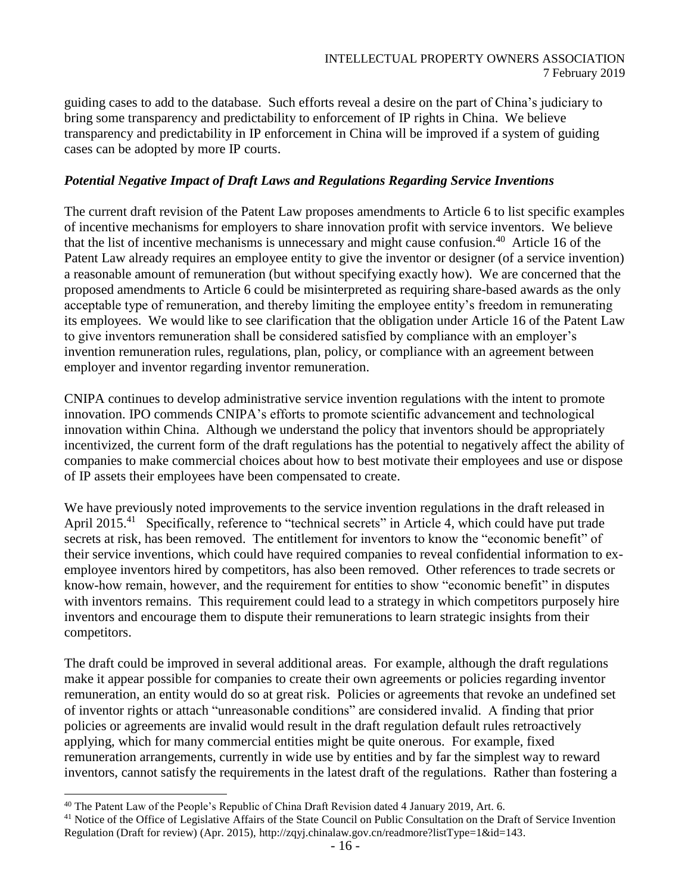guiding cases to add to the database. Such efforts reveal a desire on the part of China's judiciary to bring some transparency and predictability to enforcement of IP rights in China. We believe transparency and predictability in IP enforcement in China will be improved if a system of guiding cases can be adopted by more IP courts.

### *Potential Negative Impact of Draft Laws and Regulations Regarding Service Inventions*

The current draft revision of the Patent Law proposes amendments to Article 6 to list specific examples of incentive mechanisms for employers to share innovation profit with service inventors. We believe that the list of incentive mechanisms is unnecessary and might cause confusion.[40] Article 16 of the Patent Law already requires an employee entity to give the inventor or designer (of a service invention) a reasonable amount of remuneration (but without specifying exactly how). We are concerned that the proposed amendments to Article 6 could be misinterpreted as requiring share-based awards as the only acceptable type of remuneration, and thereby limiting the employee entity's freedom in remunerating its employees. We would like to see clarification that the obligation under Article 16 of the Patent Law to give inventors remuneration shall be considered satisfied by compliance with an employer's invention remuneration rules, regulations, plan, policy, or compliance with an agreement between employer and inventor regarding inventor remuneration.

CNIPA continues to develop administrative service invention regulations with the intent to promote innovation. IPO commends CNIPA's efforts to promote scientific advancement and technological innovation within China. Although we understand the policy that inventors should be appropriately incentivized, the current form of the draft regulations has the potential to negatively affect the ability of companies to make commercial choices about how to best motivate their employees and use or dispose of IP assets their employees have been compensated to create.

We have previously noted improvements to the service invention regulations in the draft released in April 2015.[41] Specifically, reference to "technical secrets" in Article 4, which could have put trade secrets at risk, has been removed. The entitlement for inventors to know the "economic benefit" of their service inventions, which could have required companies to reveal confidential information to ex-employee inventors hired by competitors, has also been removed. Other references to trade secrets or know-how remain, however, and the requirement for entities to show "economic benefit" in disputes with inventors remains. This requirement could lead to a strategy in which competitors purposely hire inventors and encourage them to dispute their remunerations to learn strategic insights from their competitors.

The draft could be improved in several additional areas. For example, although the draft regulations make it appear possible for companies to create their own agreements or policies regarding inventor remuneration, an entity would do so at great risk. Policies or agreements that revoke an undefined set of inventor rights or attach "unreasonable conditions" are considered invalid. A finding that prior policies or agreements are invalid would result in the draft regulation default rules retroactively applying, which for many commercial entities might be quite onerous. For example, fixed remuneration arrangements, currently in wide use by entities and by far the simplest way to reward inventors, cannot satisfy the requirements in the latest draft of the regulations. Rather than fostering a

---

[40] The Patent Law of the People's Republic of China Draft Revision dated 4 January 2019, Art. 6.

[41] Notice of the Office of Legislative Affairs of the State Council on Public Consultation on the Draft of Service Invention Regulation (Draft for review) (Apr. 2015), http://zqyj.chinalaw.gov.cn/readmore?listType=1&id=143.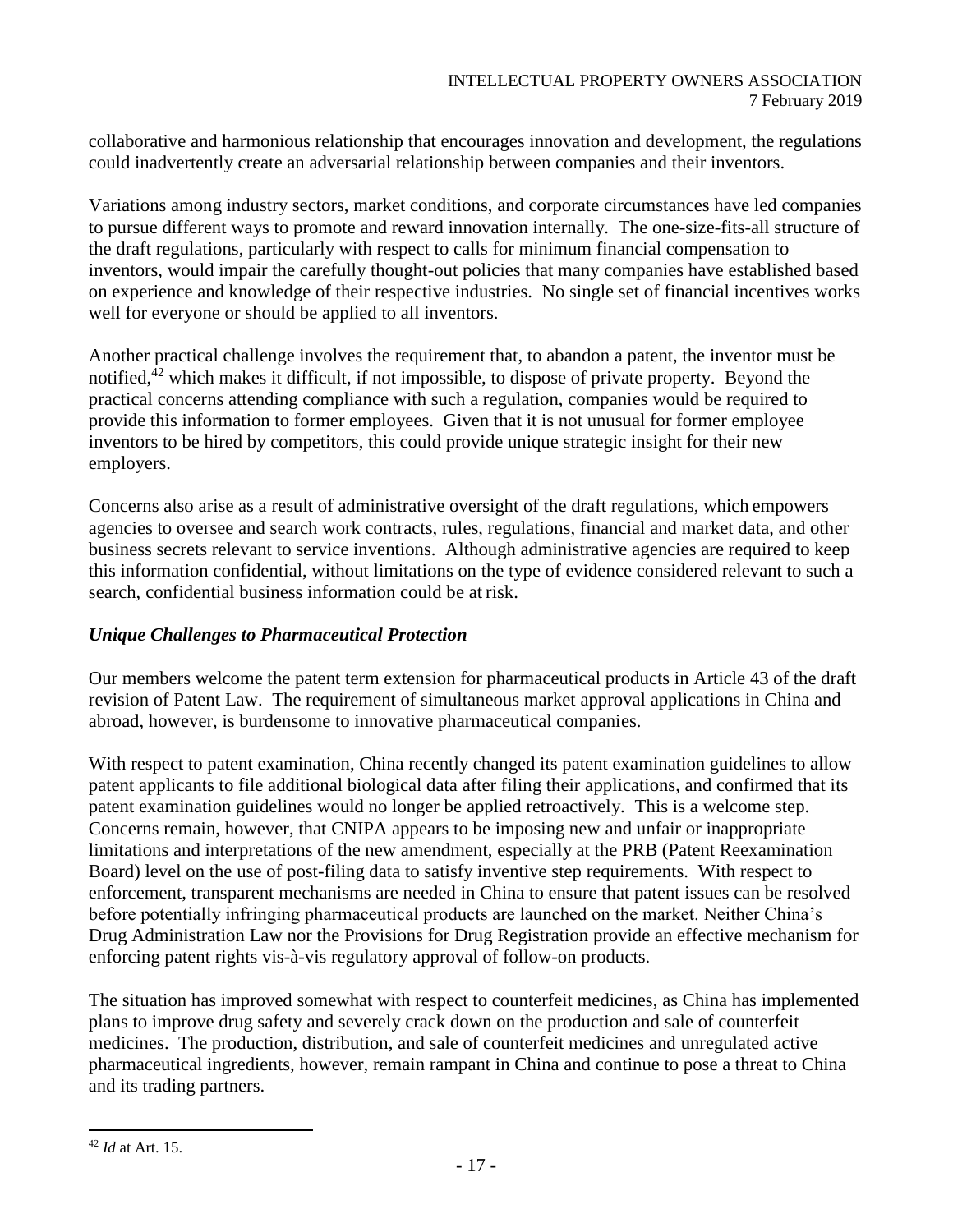collaborative and harmonious relationship that encourages innovation and development, the regulations could inadvertently create an adversarial relationship between companies and their inventors.

Variations among industry sectors, market conditions, and corporate circumstances have led companies to pursue different ways to promote and reward innovation internally. The one-size-fits-all structure of the draft regulations, particularly with respect to calls for minimum financial compensation to inventors, would impair the carefully thought-out policies that many companies have established based on experience and knowledge of their respective industries. No single set of financial incentives works well for everyone or should be applied to all inventors.

Another practical challenge involves the requirement that, to abandon a patent, the inventor must be notified,[42] which makes it difficult, if not impossible, to dispose of private property. Beyond the practical concerns attending compliance with such a regulation, companies would be required to provide this information to former employees. Given that it is not unusual for former employee inventors to be hired by competitors, this could provide unique strategic insight for their new employers.

Concerns also arise as a result of administrative oversight of the draft regulations, which empowers agencies to oversee and search work contracts, rules, regulations, financial and market data, and other business secrets relevant to service inventions. Although administrative agencies are required to keep this information confidential, without limitations on the type of evidence considered relevant to such a search, confidential business information could be at risk.

### *Unique Challenges to Pharmaceutical Protection*

Our members welcome the patent term extension for pharmaceutical products in Article 43 of the draft revision of Patent Law. The requirement of simultaneous market approval applications in China and abroad, however, is burdensome to innovative pharmaceutical companies.

With respect to patent examination, China recently changed its patent examination guidelines to allow patent applicants to file additional biological data after filing their applications, and confirmed that its patent examination guidelines would no longer be applied retroactively. This is a welcome step. Concerns remain, however, that CNIPA appears to be imposing new and unfair or inappropriate limitations and interpretations of the new amendment, especially at the PRB (Patent Reexamination Board) level on the use of post-filing data to satisfy inventive step requirements. With respect to enforcement, transparent mechanisms are needed in China to ensure that patent issues can be resolved before potentially infringing pharmaceutical products are launched on the market. Neither China's Drug Administration Law nor the Provisions for Drug Registration provide an effective mechanism for enforcing patent rights vis-à-vis regulatory approval of follow-on products.

The situation has improved somewhat with respect to counterfeit medicines, as China has implemented plans to improve drug safety and severely crack down on the production and sale of counterfeit medicines. The production, distribution, and sale of counterfeit medicines and unregulated active pharmaceutical ingredients, however, remain rampant in China and continue to pose a threat to China and its trading partners.

---

[42] *Id* at Art. 15.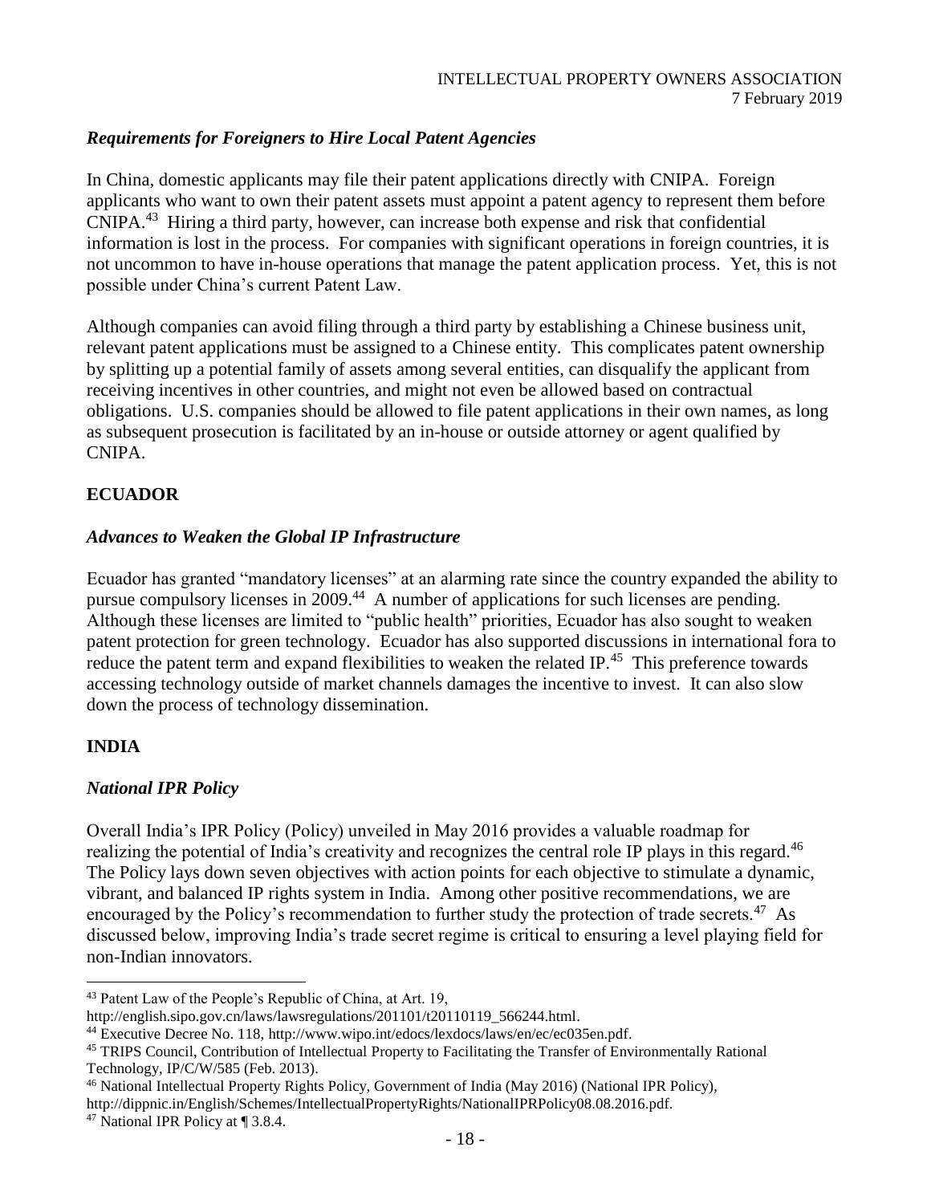### *Requirements for Foreigners to Hire Local Patent Agencies*

In China, domestic applicants may file their patent applications directly with CNIPA. Foreign applicants who want to own their patent assets must appoint a patent agency to represent them before CNIPA.[43] Hiring a third party, however, can increase both expense and risk that confidential information is lost in the process. For companies with significant operations in foreign countries, it is not uncommon to have in-house operations that manage the patent application process. Yet, this is not possible under China's current Patent Law.

Although companies can avoid filing through a third party by establishing a Chinese business unit, relevant patent applications must be assigned to a Chinese entity. This complicates patent ownership by splitting up a potential family of assets among several entities, can disqualify the applicant from receiving incentives in other countries, and might not even be allowed based on contractual obligations. U.S. companies should be allowed to file patent applications in their own names, as long as subsequent prosecution is facilitated by an in-house or outside attorney or agent qualified by CNIPA.

## **ECUADOR**

### *Advances to Weaken the Global IP Infrastructure*

Ecuador has granted "mandatory licenses" at an alarming rate since the country expanded the ability to pursue compulsory licenses in 2009.[44] A number of applications for such licenses are pending. Although these licenses are limited to "public health" priorities, Ecuador has also sought to weaken patent protection for green technology. Ecuador has also supported discussions in international fora to reduce the patent term and expand flexibilities to weaken the related IP.[45] This preference towards accessing technology outside of market channels damages the incentive to invest. It can also slow down the process of technology dissemination.

## **INDIA**

### *National IPR Policy*

Overall India's IPR Policy (Policy) unveiled in May 2016 provides a valuable roadmap for realizing the potential of India's creativity and recognizes the central role IP plays in this regard.[46] The Policy lays down seven objectives with action points for each objective to stimulate a dynamic, vibrant, and balanced IP rights system in India. Among other positive recommendations, we are encouraged by the Policy's recommendation to further study the protection of trade secrets.[47] As discussed below, improving India's trade secret regime is critical to ensuring a level playing field for non-Indian innovators.

---

[43] Patent Law of the People's Republic of China, at Art. 19, http://english.sipo.gov.cn/laws/lawsregulations/201101/t20110119_566244.html.

[44] Executive Decree No. 118, http://www.wipo.int/edocs/lexdocs/laws/en/ec/ec035en.pdf.

[45] TRIPS Council, Contribution of Intellectual Property to Facilitating the Transfer of Environmentally Rational Technology, IP/C/W/585 (Feb. 2013).

[46] National Intellectual Property Rights Policy, Government of India (May 2016) (National IPR Policy), http://dippnic.in/English/Schemes/IntellectualPropertyRights/NationalIPRPolicy08.08.2016.pdf.

[47] National IPR Policy at ¶ 3.8.4.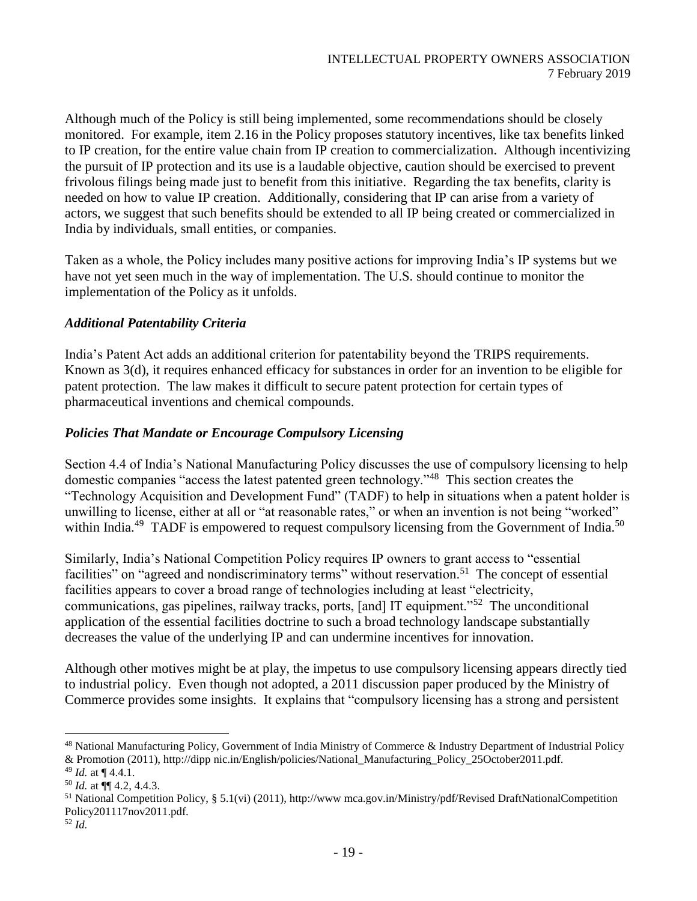Although much of the Policy is still being implemented, some recommendations should be closely monitored. For example, item 2.16 in the Policy proposes statutory incentives, like tax benefits linked to IP creation, for the entire value chain from IP creation to commercialization. Although incentivizing the pursuit of IP protection and its use is a laudable objective, caution should be exercised to prevent frivolous filings being made just to benefit from this initiative. Regarding the tax benefits, clarity is needed on how to value IP creation. Additionally, considering that IP can arise from a variety of actors, we suggest that such benefits should be extended to all IP being created or commercialized in India by individuals, small entities, or companies.

Taken as a whole, the Policy includes many positive actions for improving India's IP systems but we have not yet seen much in the way of implementation. The U.S. should continue to monitor the implementation of the Policy as it unfolds.

### *Additional Patentability Criteria*

India's Patent Act adds an additional criterion for patentability beyond the TRIPS requirements. Known as 3(d), it requires enhanced efficacy for substances in order for an invention to be eligible for patent protection. The law makes it difficult to secure patent protection for certain types of pharmaceutical inventions and chemical compounds.

### *Policies That Mandate or Encourage Compulsory Licensing*

Section 4.4 of India's National Manufacturing Policy discusses the use of compulsory licensing to help domestic companies "access the latest patented green technology."[48] This section creates the "Technology Acquisition and Development Fund" (TADF) to help in situations when a patent holder is unwilling to license, either at all or "at reasonable rates," or when an invention is not being "worked" within India.[49] TADF is empowered to request compulsory licensing from the Government of India.[50]

Similarly, India's National Competition Policy requires IP owners to grant access to "essential facilities" on "agreed and nondiscriminatory terms" without reservation.[51] The concept of essential facilities appears to cover a broad range of technologies including at least "electricity, communications, gas pipelines, railway tracks, ports, [and] IT equipment."[52] The unconditional application of the essential facilities doctrine to such a broad technology landscape substantially decreases the value of the underlying IP and can undermine incentives for innovation.

Although other motives might be at play, the impetus to use compulsory licensing appears directly tied to industrial policy. Even though not adopted, a 2011 discussion paper produced by the Ministry of Commerce provides some insights. It explains that "compulsory licensing has a strong and persistent

---

[48] National Manufacturing Policy, Government of India Ministry of Commerce & Industry Department of Industrial Policy & Promotion (2011), http://dipp nic.in/English/policies/National_Manufacturing_Policy_25October2011.pdf.

[49] *Id.* at ¶ 4.4.1.

[50] *Id.* at ¶¶ 4.2, 4.4.3.

[51] National Competition Policy, § 5.1(vi) (2011), http://www mca.gov.in/Ministry/pdf/Revised DraftNationalCompetition Policy201117nov2011.pdf.

[52] *Id.*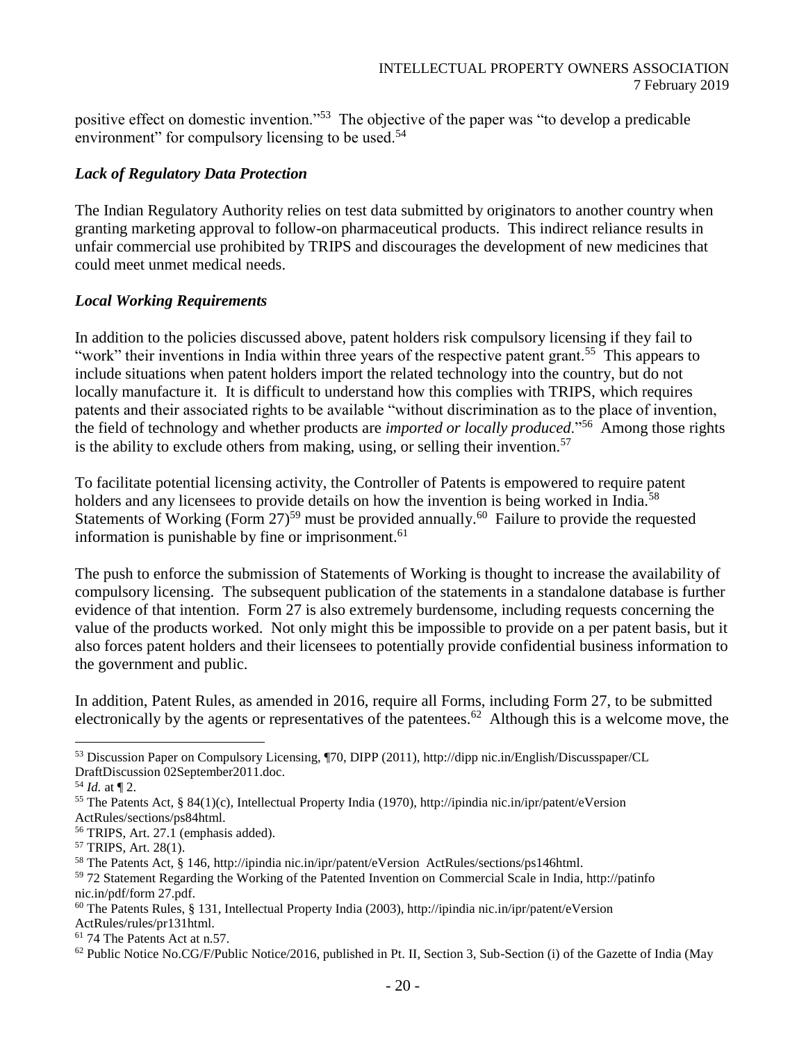positive effect on domestic invention."[53] The objective of the paper was "to develop a predicable environment" for compulsory licensing to be used.[54]

### *Lack of Regulatory Data Protection*

The Indian Regulatory Authority relies on test data submitted by originators to another country when granting marketing approval to follow-on pharmaceutical products. This indirect reliance results in unfair commercial use prohibited by TRIPS and discourages the development of new medicines that could meet unmet medical needs.

### *Local Working Requirements*

In addition to the policies discussed above, patent holders risk compulsory licensing if they fail to "work" their inventions in India within three years of the respective patent grant.[55] This appears to include situations when patent holders import the related technology into the country, but do not locally manufacture it. It is difficult to understand how this complies with TRIPS, which requires patents and their associated rights to be available "without discrimination as to the place of invention, the field of technology and whether products are *imported or locally produced*."[56] Among those rights is the ability to exclude others from making, using, or selling their invention.[57]

To facilitate potential licensing activity, the Controller of Patents is empowered to require patent holders and any licensees to provide details on how the invention is being worked in India.[58] Statements of Working (Form 27)[59] must be provided annually.[60] Failure to provide the requested information is punishable by fine or imprisonment.[61]

The push to enforce the submission of Statements of Working is thought to increase the availability of compulsory licensing. The subsequent publication of the statements in a standalone database is further evidence of that intention. Form 27 is also extremely burdensome, including requests concerning the value of the products worked. Not only might this be impossible to provide on a per patent basis, but it also forces patent holders and their licensees to potentially provide confidential business information to the government and public.

In addition, Patent Rules, as amended in 2016, require all Forms, including Form 27, to be submitted electronically by the agents or representatives of the patentees.[62] Although this is a welcome move, the

---

[53] Discussion Paper on Compulsory Licensing, ¶70, DIPP (2011), http://dipp nic.in/English/Discusspaper/CL DraftDiscussion 02September2011.doc.

[54] *Id.* at ¶ 2.

[55] The Patents Act, § 84(1)(c), Intellectual Property India (1970), http://ipindia nic.in/ipr/patent/eVersion ActRules/sections/ps84html.

[56] TRIPS, Art. 27.1 (emphasis added).

[57] TRIPS, Art. 28(1).

[58] The Patents Act, § 146, http://ipindia nic.in/ipr/patent/eVersion ActRules/sections/ps146html.

[59] 72 Statement Regarding the Working of the Patented Invention on Commercial Scale in India, http://patinfo nic.in/pdf/form 27.pdf.

[60] The Patents Rules, § 131, Intellectual Property India (2003), http://ipindia nic.in/ipr/patent/eVersion ActRules/rules/pr131html.

[61] 74 The Patents Act at n.57.

[62] Public Notice No.CG/F/Public Notice/2016, published in Pt. II, Section 3, Sub-Section (i) of the Gazette of India (May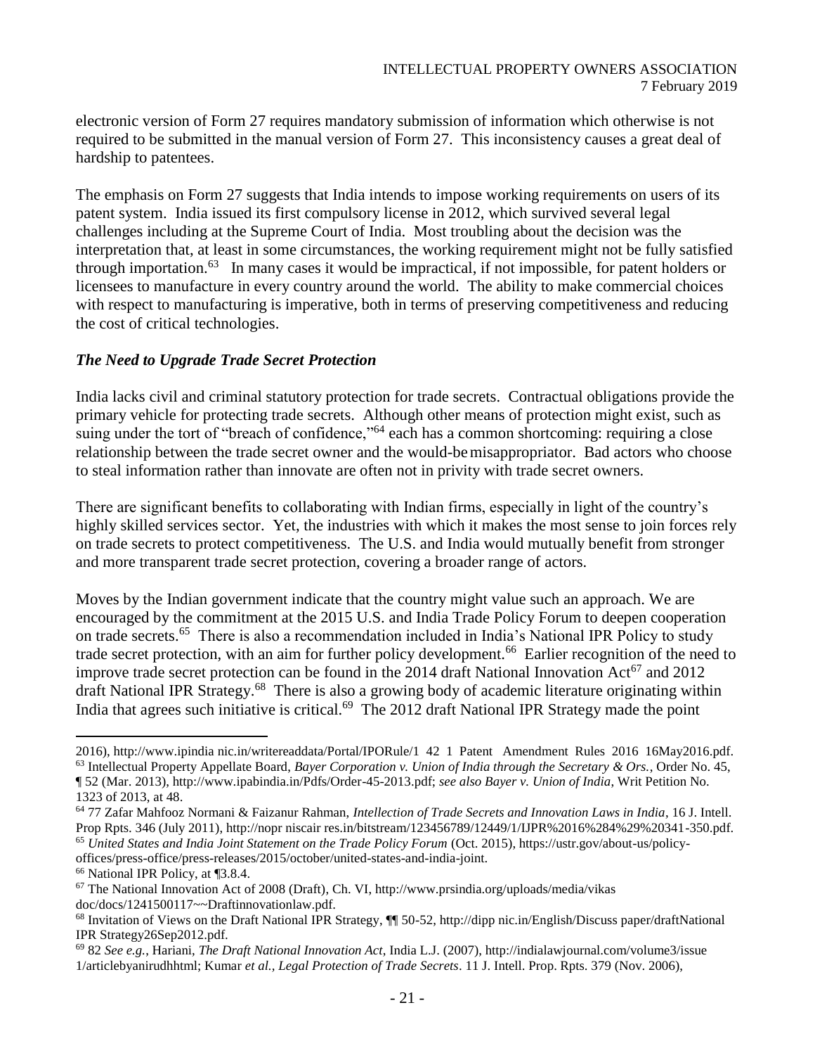electronic version of Form 27 requires mandatory submission of information which otherwise is not required to be submitted in the manual version of Form 27. This inconsistency causes a great deal of hardship to patentees.

The emphasis on Form 27 suggests that India intends to impose working requirements on users of its patent system. India issued its first compulsory license in 2012, which survived several legal challenges including at the Supreme Court of India. Most troubling about the decision was the interpretation that, at least in some circumstances, the working requirement might not be fully satisfied through importation.[63] In many cases it would be impractical, if not impossible, for patent holders or licensees to manufacture in every country around the world. The ability to make commercial choices with respect to manufacturing is imperative, both in terms of preserving competitiveness and reducing the cost of critical technologies.

### *The Need to Upgrade Trade Secret Protection*

India lacks civil and criminal statutory protection for trade secrets. Contractual obligations provide the primary vehicle for protecting trade secrets. Although other means of protection might exist, such as suing under the tort of "breach of confidence,"[64] each has a common shortcoming: requiring a close relationship between the trade secret owner and the would-be misappropriator. Bad actors who choose to steal information rather than innovate are often not in privity with trade secret owners.

There are significant benefits to collaborating with Indian firms, especially in light of the country's highly skilled services sector. Yet, the industries with which it makes the most sense to join forces rely on trade secrets to protect competitiveness. The U.S. and India would mutually benefit from stronger and more transparent trade secret protection, covering a broader range of actors.

Moves by the Indian government indicate that the country might value such an approach. We are encouraged by the commitment at the 2015 U.S. and India Trade Policy Forum to deepen cooperation on trade secrets.[65] There is also a recommendation included in India's National IPR Policy to study trade secret protection, with an aim for further policy development.[66] Earlier recognition of the need to improve trade secret protection can be found in the 2014 draft National Innovation Act[67] and 2012 draft National IPR Strategy.[68] There is also a growing body of academic literature originating within India that agrees such initiative is critical.[69] The 2012 draft National IPR Strategy made the point

---

2016), http://www.ipindia nic.in/writereaddata/Portal/IPORule/1 42 1 Patent Amendment Rules 2016 16May2016.pdf.

[63] Intellectual Property Appellate Board, *Bayer Corporation v. Union of India through the Secretary & Ors.*, Order No. 45, ¶ 52 (Mar. 2013), http://www.ipabindia.in/Pdfs/Order-45-2013.pdf; *see also Bayer v. Union of India*, Writ Petition No. 1323 of 2013, at 48.

[64] 77 Zafar Mahfooz Normani & Faizanur Rahman, *Intellection of Trade Secrets and Innovation Laws in India*, 16 J. Intell. Prop Rpts. 346 (July 2011), http://nopr niscair res.in/bitstream/123456789/12449/1/IJPR%2016%284%29%20341-350.pdf.

[65] *United States and India Joint Statement on the Trade Policy Forum* (Oct. 2015), https://ustr.gov/about-us/policy-offices/press-office/press-releases/2015/october/united-states-and-india-joint.

[66] National IPR Policy, at ¶3.8.4.

[67] The National Innovation Act of 2008 (Draft), Ch. VI, http://www.prsindia.org/uploads/media/vikas doc/docs/1241500117~~Draftinnovationlaw.pdf.

[68] Invitation of Views on the Draft National IPR Strategy, ¶¶ 50-52, http://dipp nic.in/English/Discuss paper/draftNational IPR Strategy26Sep2012.pdf.

[69] 82 *See e.g.*, Hariani, *The Draft National Innovation Act*, India L.J. (2007), http://indialawjournal.com/volume3/issue 1/articlebyanirudhhtml; Kumar *et al.*, *Legal Protection of Trade Secrets*. 11 J. Intell. Prop. Rpts. 379 (Nov. 2006),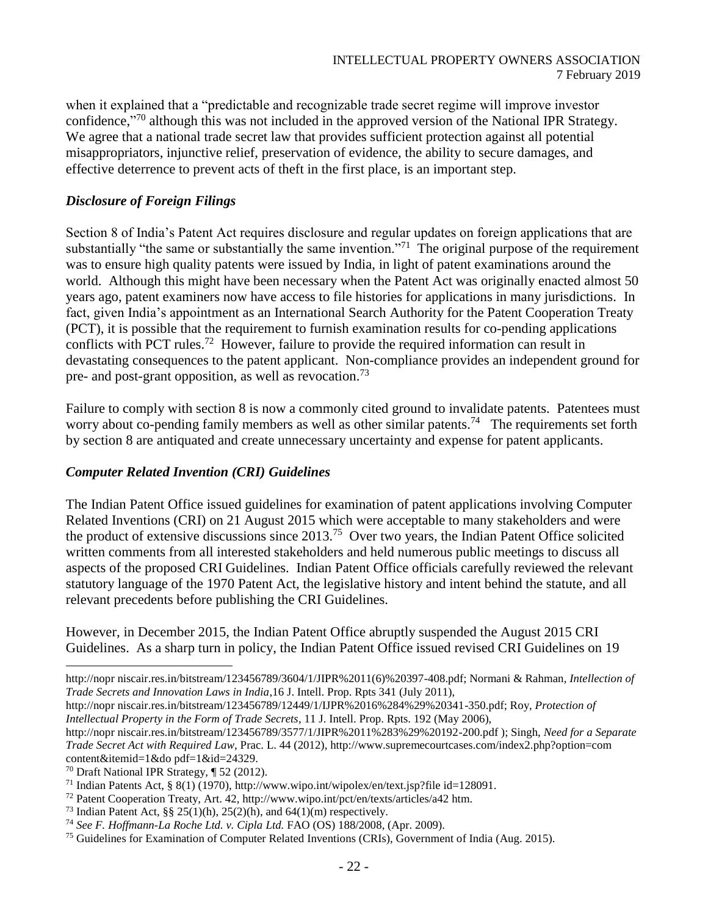when it explained that a "predictable and recognizable trade secret regime will improve investor confidence,"[70] although this was not included in the approved version of the National IPR Strategy. We agree that a national trade secret law that provides sufficient protection against all potential misappropriators, injunctive relief, preservation of evidence, the ability to secure damages, and effective deterrence to prevent acts of theft in the first place, is an important step.

### *Disclosure of Foreign Filings*

Section 8 of India's Patent Act requires disclosure and regular updates on foreign applications that are substantially "the same or substantially the same invention."[71] The original purpose of the requirement was to ensure high quality patents were issued by India, in light of patent examinations around the world. Although this might have been necessary when the Patent Act was originally enacted almost 50 years ago, patent examiners now have access to file histories for applications in many jurisdictions. In fact, given India's appointment as an International Search Authority for the Patent Cooperation Treaty (PCT), it is possible that the requirement to furnish examination results for co-pending applications conflicts with PCT rules.[72] However, failure to provide the required information can result in devastating consequences to the patent applicant. Non-compliance provides an independent ground for pre- and post-grant opposition, as well as revocation.[73]

Failure to comply with section 8 is now a commonly cited ground to invalidate patents. Patentees must worry about co-pending family members as well as other similar patents.[74] The requirements set forth by section 8 are antiquated and create unnecessary uncertainty and expense for patent applicants.

### *Computer Related Invention (CRI) Guidelines*

The Indian Patent Office issued guidelines for examination of patent applications involving Computer Related Inventions (CRI) on 21 August 2015 which were acceptable to many stakeholders and were the product of extensive discussions since 2013.[75] Over two years, the Indian Patent Office solicited written comments from all interested stakeholders and held numerous public meetings to discuss all aspects of the proposed CRI Guidelines. Indian Patent Office officials carefully reviewed the relevant statutory language of the 1970 Patent Act, the legislative history and intent behind the statute, and all relevant precedents before publishing the CRI Guidelines.

However, in December 2015, the Indian Patent Office abruptly suspended the August 2015 CRI Guidelines. As a sharp turn in policy, the Indian Patent Office issued revised CRI Guidelines on 19

---

http://nopr niscair.res.in/bitstream/123456789/3604/1/JIPR%2011(6)%20397-408.pdf; Normani & Rahman, *Intellection of Trade Secrets and Innovation Laws in India*,16 J. Intell. Prop. Rpts 341 (July 2011), http://nopr niscair.res.in/bitstream/123456789/12449/1/IJPR%2016%284%29%20341-350.pdf; Roy, *Protection of Intellectual Property in the Form of Trade Secrets*, 11 J. Intell. Prop. Rpts. 192 (May 2006), http://nopr niscair.res.in/bitstream/123456789/3577/1/JIPR%2011%283%29%20192-200.pdf ); Singh, *Need for a Separate Trade Secret Act with Required Law*, Prac. L. 44 (2012), http://www.supremecourtcases.com/index2.php?option=com content&itemid=1&do pdf=1&id=24329.

[70] Draft National IPR Strategy, ¶ 52 (2012).

[71] Indian Patents Act, § 8(1) (1970), http://www.wipo.int/wipolex/en/text.jsp?file id=128091.

[72] Patent Cooperation Treaty, Art. 42, http://www.wipo.int/pct/en/texts/articles/a42 htm.

[73] Indian Patent Act, §§ 25(1)(h), 25(2)(h), and 64(1)(m) respectively.

[74] *See F. Hoffmann-La Roche Ltd. v. Cipla Ltd.* FAO (OS) 188/2008, (Apr. 2009).

[75] Guidelines for Examination of Computer Related Inventions (CRIs), Government of India (Aug. 2015).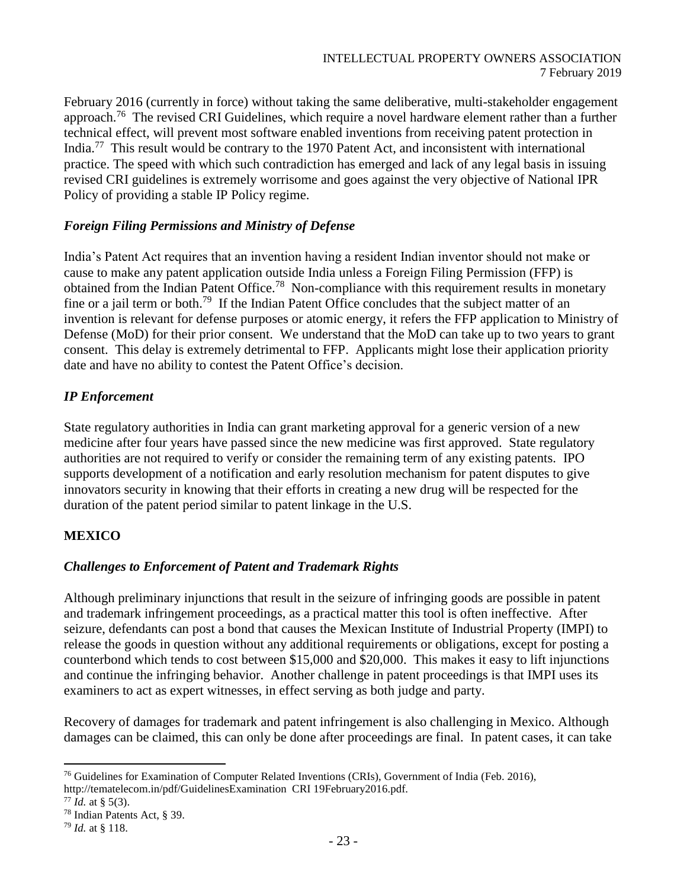February 2016 (currently in force) without taking the same deliberative, multi-stakeholder engagement approach.[76] The revised CRI Guidelines, which require a novel hardware element rather than a further technical effect, will prevent most software enabled inventions from receiving patent protection in India.[77] This result would be contrary to the 1970 Patent Act, and inconsistent with international practice. The speed with which such contradiction has emerged and lack of any legal basis in issuing revised CRI guidelines is extremely worrisome and goes against the very objective of National IPR Policy of providing a stable IP Policy regime.

### *Foreign Filing Permissions and Ministry of Defense*

India's Patent Act requires that an invention having a resident Indian inventor should not make or cause to make any patent application outside India unless a Foreign Filing Permission (FFP) is obtained from the Indian Patent Office.[78] Non-compliance with this requirement results in monetary fine or a jail term or both.[79] If the Indian Patent Office concludes that the subject matter of an invention is relevant for defense purposes or atomic energy, it refers the FFP application to Ministry of Defense (MoD) for their prior consent. We understand that the MoD can take up to two years to grant consent. This delay is extremely detrimental to FFP. Applicants might lose their application priority date and have no ability to contest the Patent Office's decision.

### *IP Enforcement*

State regulatory authorities in India can grant marketing approval for a generic version of a new medicine after four years have passed since the new medicine was first approved. State regulatory authorities are not required to verify or consider the remaining term of any existing patents. IPO supports development of a notification and early resolution mechanism for patent disputes to give innovators security in knowing that their efforts in creating a new drug will be respected for the duration of the patent period similar to patent linkage in the U.S.

## **MEXICO**

### *Challenges to Enforcement of Patent and Trademark Rights*

Although preliminary injunctions that result in the seizure of infringing goods are possible in patent and trademark infringement proceedings, as a practical matter this tool is often ineffective. After seizure, defendants can post a bond that causes the Mexican Institute of Industrial Property (IMPI) to release the goods in question without any additional requirements or obligations, except for posting a counterbond which tends to cost between $15,000 and $20,000. This makes it easy to lift injunctions and continue the infringing behavior. Another challenge in patent proceedings is that IMPI uses its examiners to act as expert witnesses, in effect serving as both judge and party.

Recovery of damages for trademark and patent infringement is also challenging in Mexico. Although damages can be claimed, this can only be done after proceedings are final. In patent cases, it can take

---

[76] Guidelines for Examination of Computer Related Inventions (CRIs), Government of India (Feb. 2016), http://tematelecom.in/pdf/GuidelinesExamination CRI 19February2016.pdf.

[77] *Id.* at § 5(3).

[78] Indian Patents Act, § 39.

[79] *Id.* at § 118.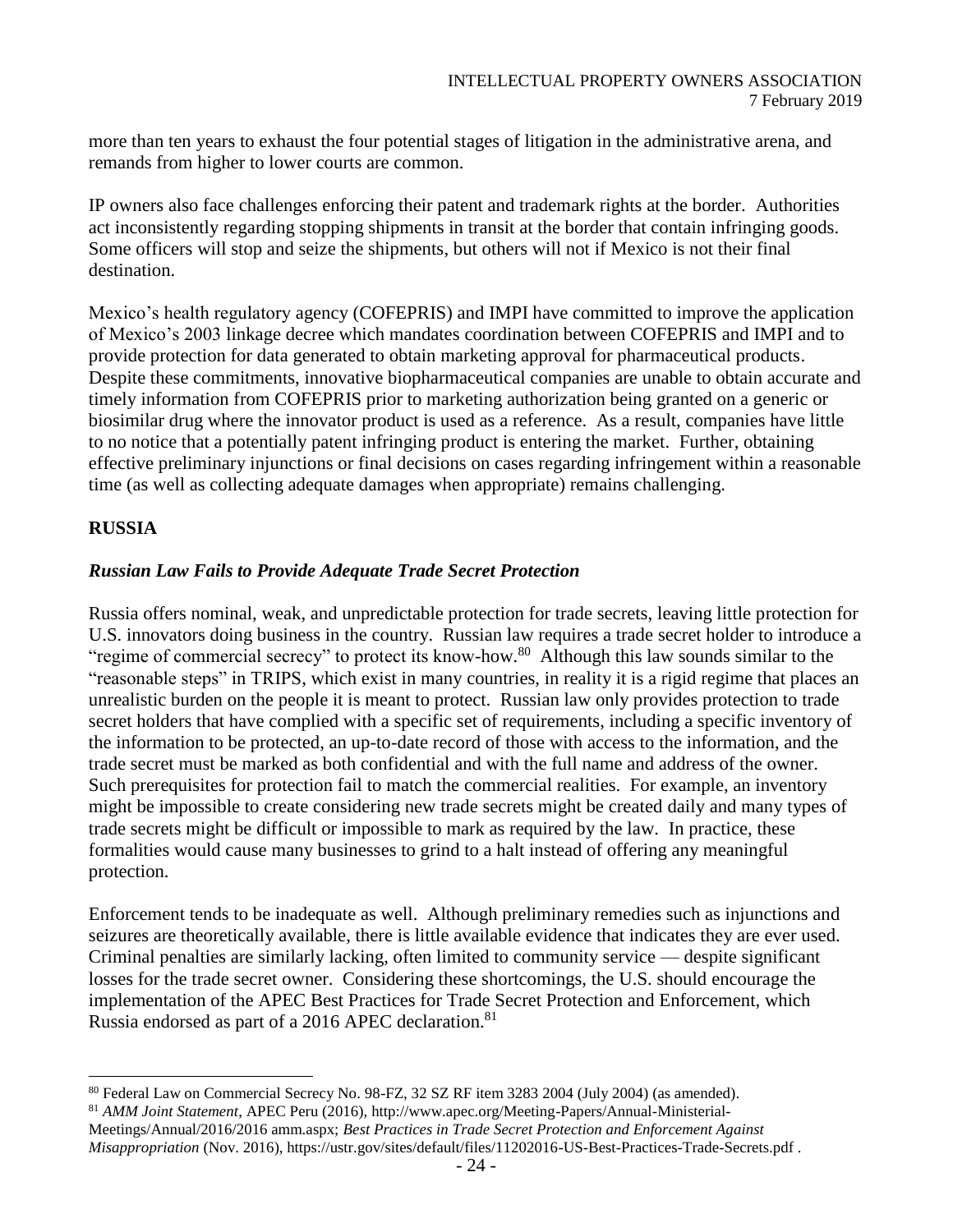more than ten years to exhaust the four potential stages of litigation in the administrative arena, and remands from higher to lower courts are common.

IP owners also face challenges enforcing their patent and trademark rights at the border. Authorities act inconsistently regarding stopping shipments in transit at the border that contain infringing goods. Some officers will stop and seize the shipments, but others will not if Mexico is not their final destination.

Mexico's health regulatory agency (COFEPRIS) and IMPI have committed to improve the application of Mexico's 2003 linkage decree which mandates coordination between COFEPRIS and IMPI and to provide protection for data generated to obtain marketing approval for pharmaceutical products. Despite these commitments, innovative biopharmaceutical companies are unable to obtain accurate and timely information from COFEPRIS prior to marketing authorization being granted on a generic or biosimilar drug where the innovator product is used as a reference. As a result, companies have little to no notice that a potentially patent infringing product is entering the market. Further, obtaining effective preliminary injunctions or final decisions on cases regarding infringement within a reasonable time (as well as collecting adequate damages when appropriate) remains challenging.

## RUSSIA

### *Russian Law Fails to Provide Adequate Trade Secret Protection*

Russia offers nominal, weak, and unpredictable protection for trade secrets, leaving little protection for U.S. innovators doing business in the country. Russian law requires a trade secret holder to introduce a "regime of commercial secrecy" to protect its know-how.[80] Although this law sounds similar to the "reasonable steps" in TRIPS, which exist in many countries, in reality it is a rigid regime that places an unrealistic burden on the people it is meant to protect. Russian law only provides protection to trade secret holders that have complied with a specific set of requirements, including a specific inventory of the information to be protected, an up-to-date record of those with access to the information, and the trade secret must be marked as both confidential and with the full name and address of the owner. Such prerequisites for protection fail to match the commercial realities. For example, an inventory might be impossible to create considering new trade secrets might be created daily and many types of trade secrets might be difficult or impossible to mark as required by the law. In practice, these formalities would cause many businesses to grind to a halt instead of offering any meaningful protection.

Enforcement tends to be inadequate as well. Although preliminary remedies such as injunctions and seizures are theoretically available, there is little available evidence that indicates they are ever used. Criminal penalties are similarly lacking, often limited to community service — despite significant losses for the trade secret owner. Considering these shortcomings, the U.S. should encourage the implementation of the APEC Best Practices for Trade Secret Protection and Enforcement, which Russia endorsed as part of a 2016 APEC declaration.[81]

---

[80] Federal Law on Commercial Secrecy No. 98-FZ, 32 SZ RF item 3283 2004 (July 2004) (as amended).

[81] *AMM Joint Statement*, APEC Peru (2016), http://www.apec.org/Meeting-Papers/Annual-Ministerial-Meetings/Annual/2016/2016 amm.aspx; *Best Practices in Trade Secret Protection and Enforcement Against Misappropriation* (Nov. 2016), https://ustr.gov/sites/default/files/11202016-US-Best-Practices-Trade-Secrets.pdf .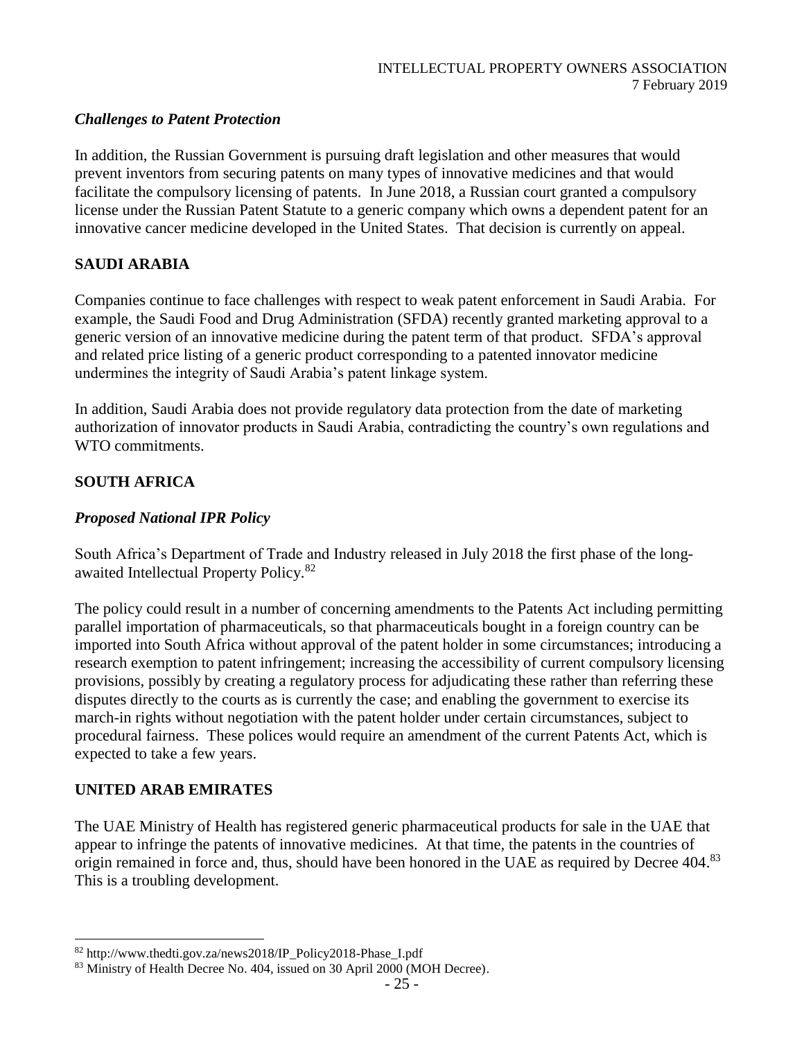### *Challenges to Patent Protection*

In addition, the Russian Government is pursuing draft legislation and other measures that would prevent inventors from securing patents on many types of innovative medicines and that would facilitate the compulsory licensing of patents. In June 2018, a Russian court granted a compulsory license under the Russian Patent Statute to a generic company which owns a dependent patent for an innovative cancer medicine developed in the United States. That decision is currently on appeal.

## SAUDI ARABIA

Companies continue to face challenges with respect to weak patent enforcement in Saudi Arabia. For example, the Saudi Food and Drug Administration (SFDA) recently granted marketing approval to a generic version of an innovative medicine during the patent term of that product. SFDA's approval and related price listing of a generic product corresponding to a patented innovator medicine undermines the integrity of Saudi Arabia's patent linkage system.

In addition, Saudi Arabia does not provide regulatory data protection from the date of marketing authorization of innovator products in Saudi Arabia, contradicting the country's own regulations and WTO commitments.

## SOUTH AFRICA

### *Proposed National IPR Policy*

South Africa's Department of Trade and Industry released in July 2018 the first phase of the long-awaited Intellectual Property Policy.[82]

The policy could result in a number of concerning amendments to the Patents Act including permitting parallel importation of pharmaceuticals, so that pharmaceuticals bought in a foreign country can be imported into South Africa without approval of the patent holder in some circumstances; introducing a research exemption to patent infringement; increasing the accessibility of current compulsory licensing provisions, possibly by creating a regulatory process for adjudicating these rather than referring these disputes directly to the courts as is currently the case; and enabling the government to exercise its march-in rights without negotiation with the patent holder under certain circumstances, subject to procedural fairness. These polices would require an amendment of the current Patents Act, which is expected to take a few years.

## UNITED ARAB EMIRATES

The UAE Ministry of Health has registered generic pharmaceutical products for sale in the UAE that appear to infringe the patents of innovative medicines. At that time, the patents in the countries of origin remained in force and, thus, should have been honored in the UAE as required by Decree 404.[83] This is a troubling development.

---

[82] http://www.thedti.gov.za/news2018/IP_Policy2018-Phase_I.pdf

[83] Ministry of Health Decree No. 404, issued on 30 April 2000 (MOH Decree).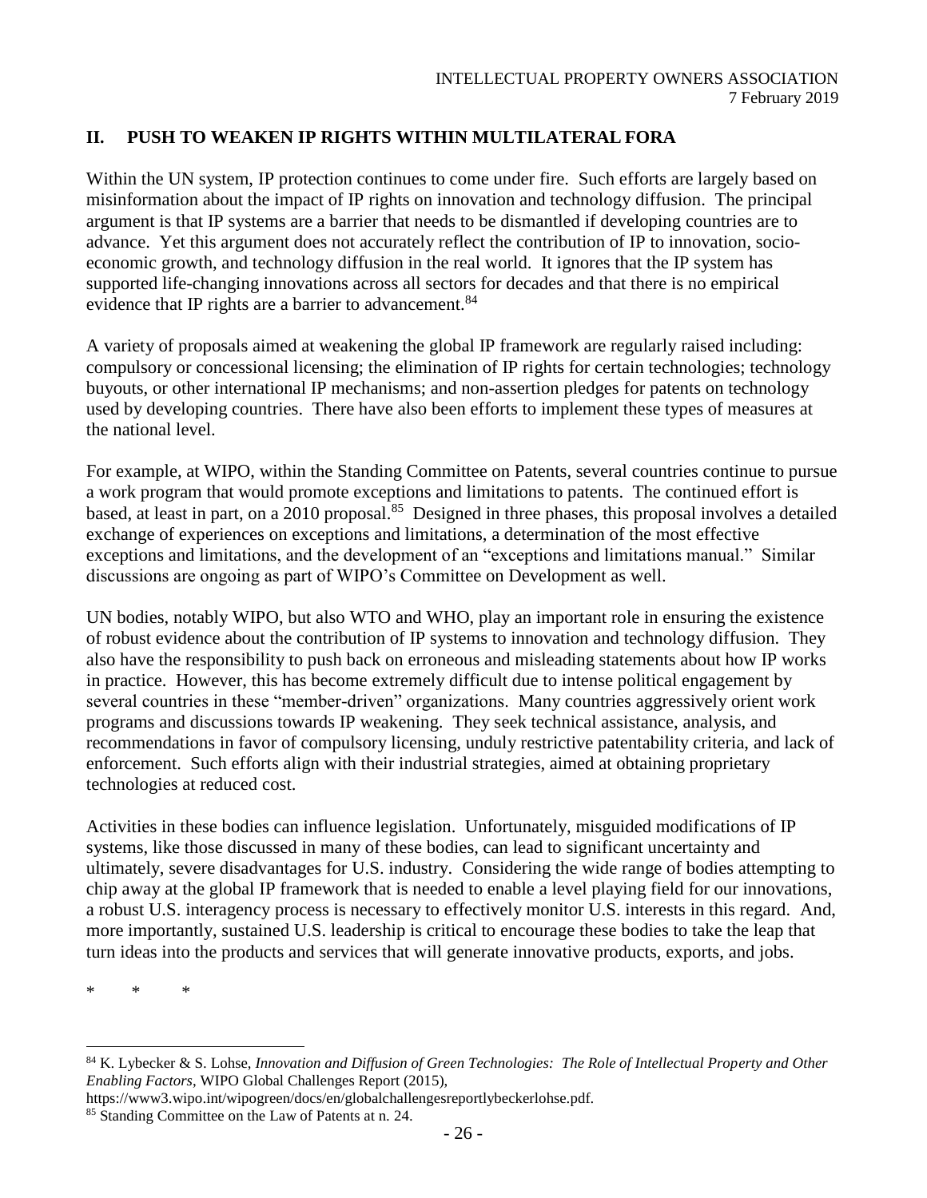## II. PUSH TO WEAKEN IP RIGHTS WITHIN MULTILATERAL FORA

Within the UN system, IP protection continues to come under fire. Such efforts are largely based on misinformation about the impact of IP rights on innovation and technology diffusion. The principal argument is that IP systems are a barrier that needs to be dismantled if developing countries are to advance. Yet this argument does not accurately reflect the contribution of IP to innovation, socio-economic growth, and technology diffusion in the real world. It ignores that the IP system has supported life-changing innovations across all sectors for decades and that there is no empirical evidence that IP rights are a barrier to advancement.[84]

A variety of proposals aimed at weakening the global IP framework are regularly raised including: compulsory or concessional licensing; the elimination of IP rights for certain technologies; technology buyouts, or other international IP mechanisms; and non-assertion pledges for patents on technology used by developing countries. There have also been efforts to implement these types of measures at the national level.

For example, at WIPO, within the Standing Committee on Patents, several countries continue to pursue a work program that would promote exceptions and limitations to patents. The continued effort is based, at least in part, on a 2010 proposal.[85] Designed in three phases, this proposal involves a detailed exchange of experiences on exceptions and limitations, a determination of the most effective exceptions and limitations, and the development of an "exceptions and limitations manual." Similar discussions are ongoing as part of WIPO's Committee on Development as well.

UN bodies, notably WIPO, but also WTO and WHO, play an important role in ensuring the existence of robust evidence about the contribution of IP systems to innovation and technology diffusion. They also have the responsibility to push back on erroneous and misleading statements about how IP works in practice. However, this has become extremely difficult due to intense political engagement by several countries in these "member-driven" organizations. Many countries aggressively orient work programs and discussions towards IP weakening. They seek technical assistance, analysis, and recommendations in favor of compulsory licensing, unduly restrictive patentability criteria, and lack of enforcement. Such efforts align with their industrial strategies, aimed at obtaining proprietary technologies at reduced cost.

Activities in these bodies can influence legislation. Unfortunately, misguided modifications of IP systems, like those discussed in many of these bodies, can lead to significant uncertainty and ultimately, severe disadvantages for U.S. industry. Considering the wide range of bodies attempting to chip away at the global IP framework that is needed to enable a level playing field for our innovations, a robust U.S. interagency process is necessary to effectively monitor U.S. interests in this regard. And, more importantly, sustained U.S. leadership is critical to encourage these bodies to take the leap that turn ideas into the products and services that will generate innovative products, exports, and jobs.

\* \* \*

---

[84] K. Lybecker & S. Lohse, *Innovation and Diffusion of Green Technologies: The Role of Intellectual Property and Other Enabling Factors*, WIPO Global Challenges Report (2015), https://www3.wipo.int/wipogreen/docs/en/globalchallengesreportlybeckerlohse.pdf.

[85] Standing Committee on the Law of Patents at n. 24.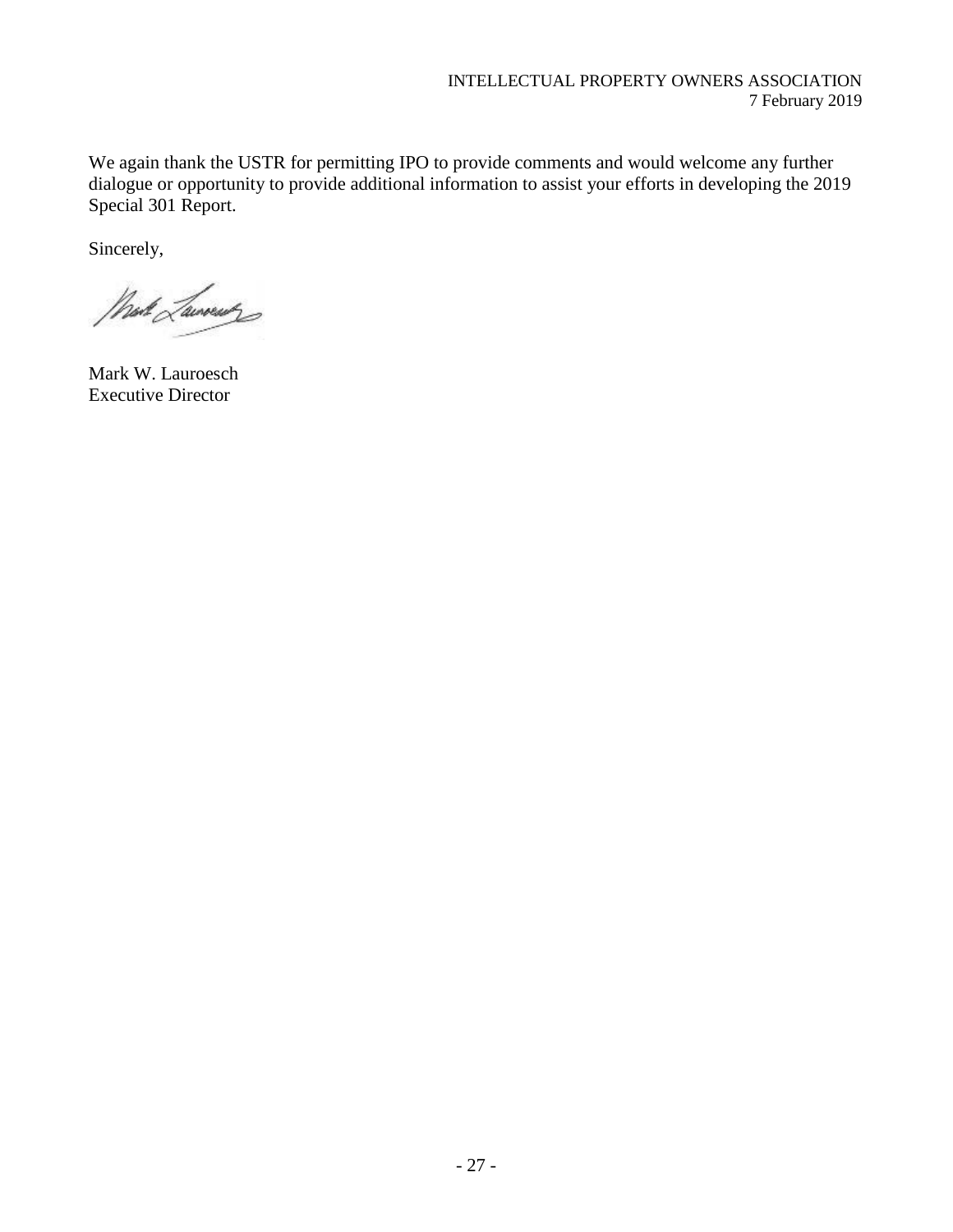We again thank the USTR for permitting IPO to provide comments and would welcome any further dialogue or opportunity to provide additional information to assist your efforts in developing the 2019 Special 301 Report.

Sincerely,

Mark W. Lauroesch
Executive Director